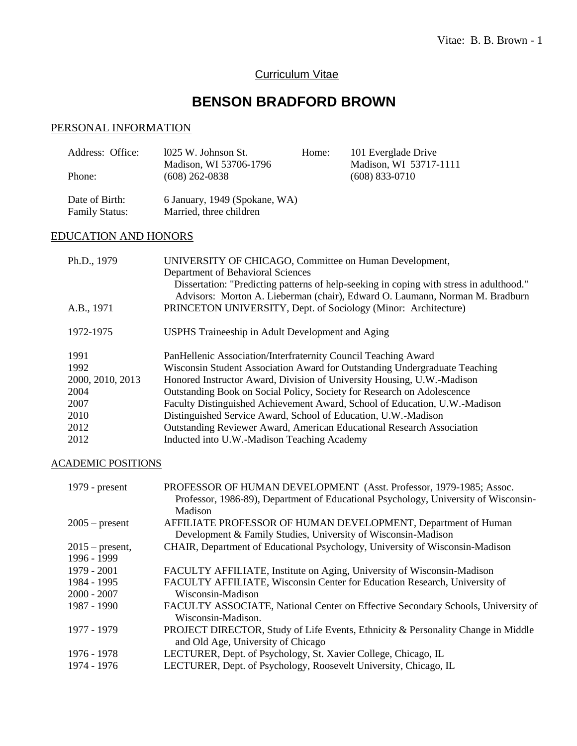Curriculum Vitae

# BENSON BRADFORD BROWN

## PERSONAL INFORMATION

| | | | |
|---|---|---|---|
| Address: Office: | l025 W. Johnson St.<br>Madison, WI 53706-1796 | Home: | 101 Everglade Drive<br>Madison, WI 53717-1111 |
| Phone: | (608) 262-0838 | | (608) 833-0710 |
| Date of Birth: | 6 January, 1949 (Spokane, WA) | | |
| Family Status: | Married, three children | | |

## EDUCATION AND HONORS

| | |
|---|---|
| Ph.D., 1979 | UNIVERSITY OF CHICAGO, Committee on Human Development, Department of Behavioral Sciences<br>Dissertation: "Predicting patterns of help-seeking in coping with stress in adulthood."<br>Advisors: Morton A. Lieberman (chair), Edward O. Laumann, Norman M. Bradburn |
| A.B., 1971 | PRINCETON UNIVERSITY, Dept. of Sociology (Minor: Architecture) |
| 1972-1975 | USPHS Traineeship in Adult Development and Aging |
| 1991 | PanHellenic Association/Interfraternity Council Teaching Award |
| 1992 | Wisconsin Student Association Award for Outstanding Undergraduate Teaching |
| 2000, 2010, 2013 | Honored Instructor Award, Division of University Housing, U.W.-Madison |
| 2004 | Outstanding Book on Social Policy, Society for Research on Adolescence |
| 2007 | Faculty Distinguished Achievement Award, School of Education, U.W.-Madison |
| 2010 | Distinguished Service Award, School of Education, U.W.-Madison |
| 2012 | Outstanding Reviewer Award, American Educational Research Association |
| 2012 | Inducted into U.W.-Madison Teaching Academy |

## ACADEMIC POSITIONS

| | |
|---|---|
| 1979 - present | PROFESSOR OF HUMAN DEVELOPMENT (Asst. Professor, 1979-1985; Assoc. Professor, 1986-89), Department of Educational Psychology, University of Wisconsin-Madison |
| 2005 – present | AFFILIATE PROFESSOR OF HUMAN DEVELOPMENT, Department of Human Development & Family Studies, University of Wisconsin-Madison |
| 2015 – present, 1996 - 1999 | CHAIR, Department of Educational Psychology, University of Wisconsin-Madison |
| 1979 - 2001 | FACULTY AFFILIATE, Institute on Aging, University of Wisconsin-Madison |
| 1984 - 1995<br>2000 - 2007 | FACULTY AFFILIATE, Wisconsin Center for Education Research, University of Wisconsin-Madison |
| 1987 - 1990 | FACULTY ASSOCIATE, National Center on Effective Secondary Schools, University of Wisconsin-Madison. |
| 1977 - 1979 | PROJECT DIRECTOR, Study of Life Events, Ethnicity & Personality Change in Middle and Old Age, University of Chicago |
| 1976 - 1978 | LECTURER, Dept. of Psychology, St. Xavier College, Chicago, IL |
| 1974 - 1976 | LECTURER, Dept. of Psychology, Roosevelt University, Chicago, IL |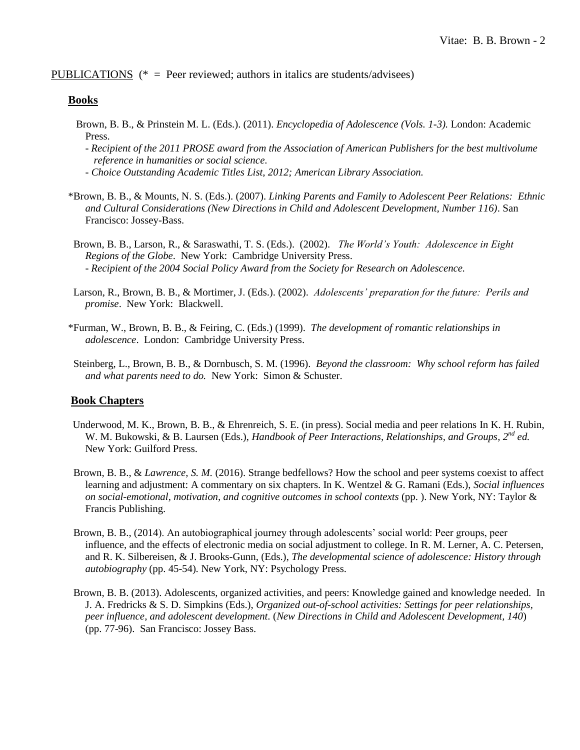PUBLICATIONS (* = Peer reviewed; authors in italics are students/advisees)

## Books

Brown, B. B., & Prinstein M. L. (Eds.). (2011). *Encyclopedia of Adolescence (Vols. 1-3).* London: Academic Press.
- *Recipient of the 2011 PROSE award from the Association of American Publishers for the best multivolume reference in humanities or social science.*
- *Choice Outstanding Academic Titles List, 2012; American Library Association.*

*Brown, B. B., & Mounts, N. S. (Eds.). (2007). *Linking Parents and Family to Adolescent Peer Relations: Ethnic and Cultural Considerations (New Directions in Child and Adolescent Development, Number 116)*. San Francisco: Jossey-Bass.

Brown, B. B., Larson, R., & Saraswathi, T. S. (Eds.). (2002). *The World's Youth: Adolescence in Eight Regions of the Globe*. New York: Cambridge University Press.
- *Recipient of the 2004 Social Policy Award from the Society for Research on Adolescence.*

Larson, R., Brown, B. B., & Mortimer, J. (Eds.). (2002). *Adolescents' preparation for the future: Perils and promise*. New York: Blackwell.

*Furman, W., Brown, B. B., & Feiring, C. (Eds.) (1999). *The development of romantic relationships in adolescence*. London: Cambridge University Press.

Steinberg, L., Brown, B. B., & Dornbusch, S. M. (1996). *Beyond the classroom: Why school reform has failed and what parents need to do.* New York: Simon & Schuster.

## Book Chapters

Underwood, M. K., Brown, B. B., & Ehrenreich, S. E. (in press). Social media and peer relations In K. H. Rubin, W. M. Bukowski, & B. Laursen (Eds.), *Handbook of Peer Interactions, Relationships, and Groups, 2nd ed.* New York: Guilford Press.

Brown, B. B., & *Lawrence, S. M.* (2016). Strange bedfellows? How the school and peer systems coexist to affect learning and adjustment: A commentary on six chapters. In K. Wentzel & G. Ramani (Eds.), *Social influences on social-emotional, motivation, and cognitive outcomes in school contexts* (pp. ). New York, NY: Taylor & Francis Publishing.

Brown, B. B., (2014). An autobiographical journey through adolescents' social world: Peer groups, peer influence, and the effects of electronic media on social adjustment to college. In R. M. Lerner, A. C. Petersen, and R. K. Silbereisen, & J. Brooks-Gunn, (Eds.), *The developmental science of adolescence: History through autobiography* (pp. 45-54)*.* New York, NY: Psychology Press.

Brown, B. B. (2013). Adolescents, organized activities, and peers: Knowledge gained and knowledge needed. In J. A. Fredricks & S. D. Simpkins (Eds.), *Organized out-of-school activities: Settings for peer relationships, peer influence, and adolescent development*. (*New Directions in Child and Adolescent Development, 140*) (pp. 77-96). San Francisco: Jossey Bass.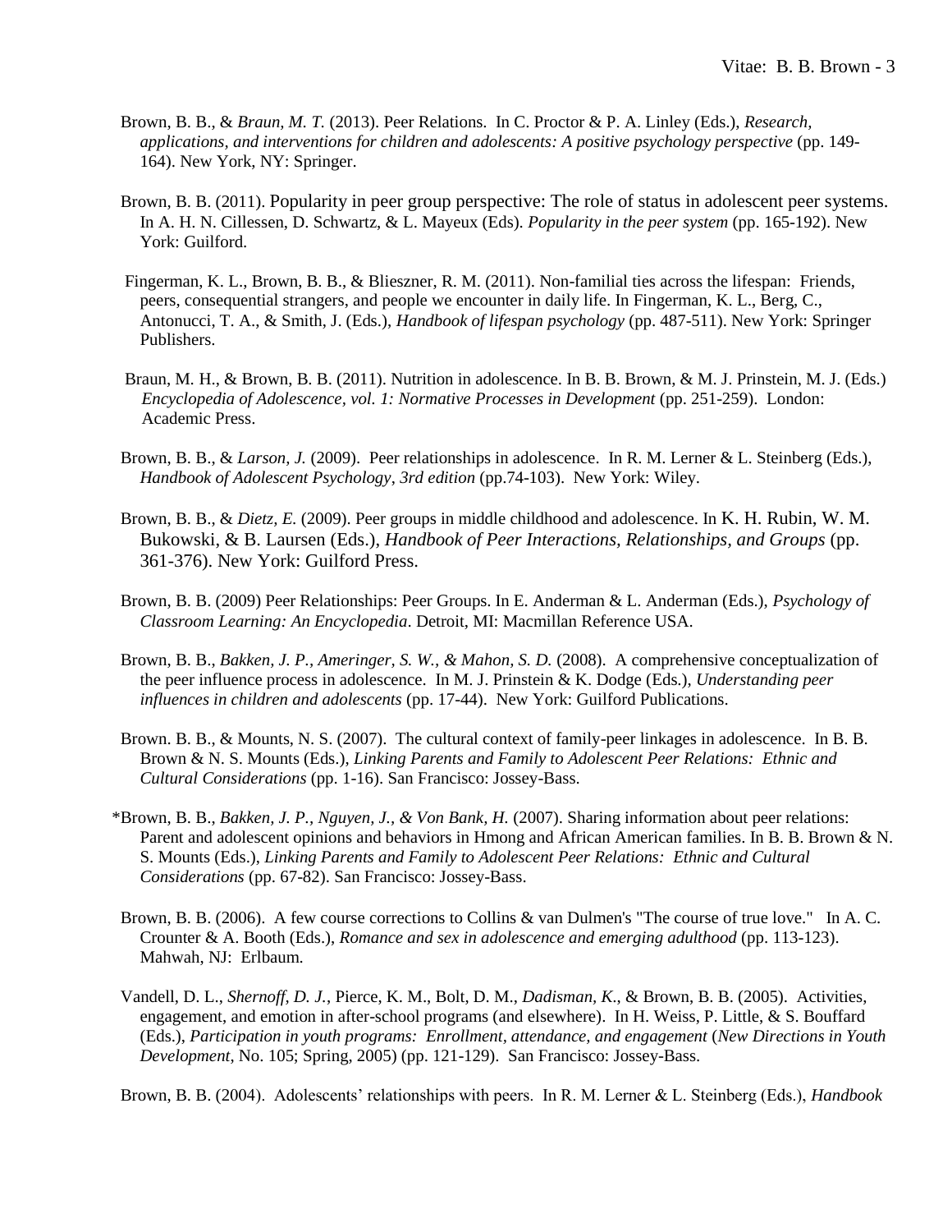Brown, B. B., & *Braun, M. T.* (2013). Peer Relations. In C. Proctor & P. A. Linley (Eds.), *Research, applications, and interventions for children and adolescents: A positive psychology perspective* (pp. 149-164). New York, NY: Springer.

Brown, B. B. (2011). Popularity in peer group perspective: The role of status in adolescent peer systems. In A. H. N. Cillessen, D. Schwartz, & L. Mayeux (Eds). *Popularity in the peer system* (pp. 165-192). New York: Guilford.

Fingerman, K. L., Brown, B. B., & Blieszner, R. M. (2011). Non-familial ties across the lifespan: Friends, peers, consequential strangers, and people we encounter in daily life. In Fingerman, K. L., Berg, C., Antonucci, T. A., & Smith, J. (Eds.), *Handbook of lifespan psychology* (pp. 487-511). New York: Springer Publishers.

Braun, M. H., & Brown, B. B. (2011). Nutrition in adolescence. In B. B. Brown, & M. J. Prinstein, M. J. (Eds.) *Encyclopedia of Adolescence, vol. 1: Normative Processes in Development* (pp. 251-259). London: Academic Press.

Brown, B. B., & *Larson, J.* (2009). Peer relationships in adolescence. In R. M. Lerner & L. Steinberg (Eds.), *Handbook of Adolescent Psychology, 3rd edition* (pp.74-103). New York: Wiley.

Brown, B. B., & *Dietz, E.* (2009). Peer groups in middle childhood and adolescence. In K. H. Rubin, W. M. Bukowski, & B. Laursen (Eds.), *Handbook of Peer Interactions, Relationships, and Groups* (pp. 361-376). New York: Guilford Press.

Brown, B. B. (2009) Peer Relationships: Peer Groups. In E. Anderman & L. Anderman (Eds.), *Psychology of Classroom Learning: An Encyclopedia*. Detroit, MI: Macmillan Reference USA.

Brown, B. B., *Bakken, J. P., Ameringer, S. W., & Mahon, S. D.* (2008). A comprehensive conceptualization of the peer influence process in adolescence. In M. J. Prinstein & K. Dodge (Eds.), *Understanding peer influences in children and adolescents* (pp. 17-44). New York: Guilford Publications.

Brown. B. B., & Mounts, N. S. (2007). The cultural context of family-peer linkages in adolescence. In B. B. Brown & N. S. Mounts (Eds.), *Linking Parents and Family to Adolescent Peer Relations: Ethnic and Cultural Considerations* (pp. 1-16). San Francisco: Jossey-Bass.

*Brown, B. B., *Bakken, J. P., Nguyen, J., & Von Bank, H.* (2007). Sharing information about peer relations: Parent and adolescent opinions and behaviors in Hmong and African American families. In B. B. Brown & N. S. Mounts (Eds.), *Linking Parents and Family to Adolescent Peer Relations: Ethnic and Cultural Considerations* (pp. 67-82). San Francisco: Jossey-Bass.

Brown, B. B. (2006). A few course corrections to Collins & van Dulmen's "The course of true love." In A. C. Crounter & A. Booth (Eds.), *Romance and sex in adolescence and emerging adulthood* (pp. 113-123). Mahwah, NJ: Erlbaum.

Vandell, D. L., *Shernoff, D. J.*, Pierce, K. M., Bolt, D. M., *Dadisman, K.*, & Brown, B. B. (2005). Activities, engagement, and emotion in after-school programs (and elsewhere). In H. Weiss, P. Little, & S. Bouffard (Eds.), *Participation in youth programs: Enrollment, attendance, and engagement* (*New Directions in Youth Development*, No. 105; Spring, 2005) (pp. 121-129). San Francisco: Jossey-Bass.

Brown, B. B. (2004). Adolescents' relationships with peers. In R. M. Lerner & L. Steinberg (Eds.), *Handbook*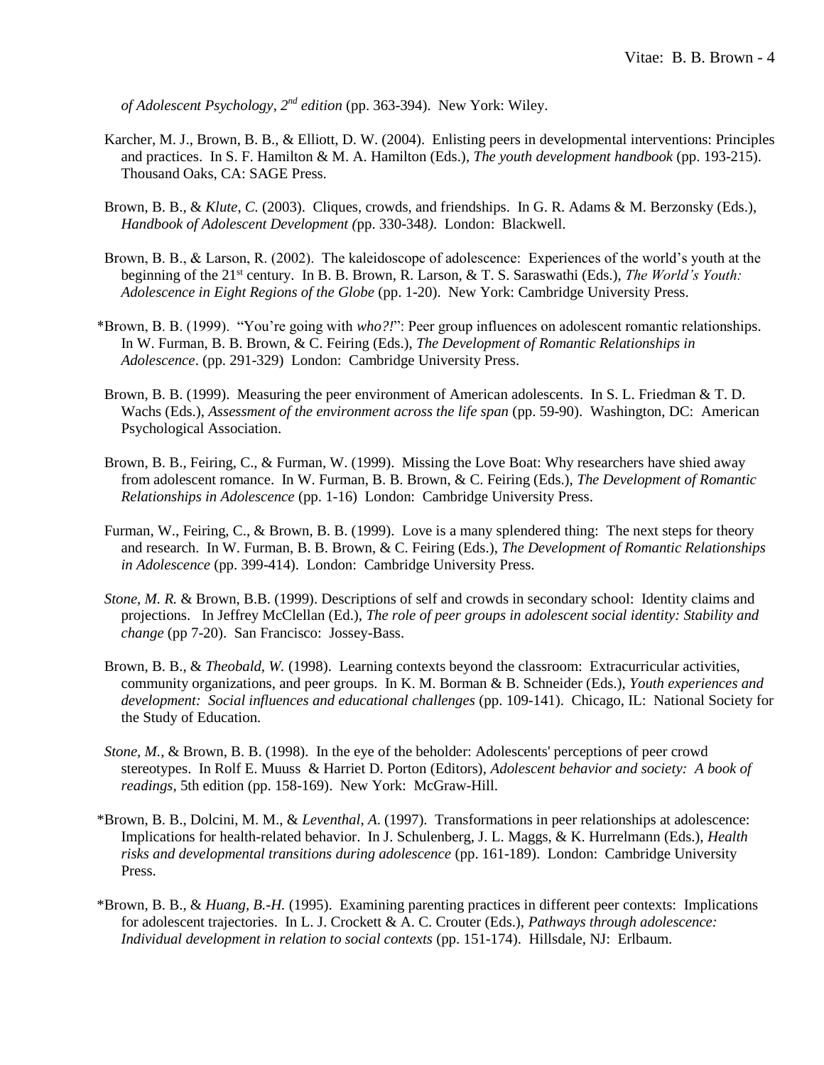*of Adolescent Psychology, 2nd edition* (pp. 363-394). New York: Wiley.

Karcher, M. J., Brown, B. B., & Elliott, D. W. (2004). Enlisting peers in developmental interventions: Principles and practices. In S. F. Hamilton & M. A. Hamilton (Eds.), *The youth development handbook* (pp. 193-215). Thousand Oaks, CA: SAGE Press.

Brown, B. B., & *Klute, C.* (2003). Cliques, crowds, and friendships. In G. R. Adams & M. Berzonsky (Eds.), *Handbook of Adolescent Development (*pp. 330-348*)*. London: Blackwell.

Brown, B. B., & Larson, R. (2002). The kaleidoscope of adolescence: Experiences of the world's youth at the beginning of the 21st century. In B. B. Brown, R. Larson, & T. S. Saraswathi (Eds.), *The World's Youth: Adolescence in Eight Regions of the Globe* (pp. 1-20). New York: Cambridge University Press.

*Brown, B. B. (1999). "You're going with *who?!*": Peer group influences on adolescent romantic relationships. In W. Furman, B. B. Brown, & C. Feiring (Eds.), *The Development of Romantic Relationships in Adolescence*. (pp. 291-329) London: Cambridge University Press.

Brown, B. B. (1999). Measuring the peer environment of American adolescents. In S. L. Friedman & T. D. Wachs (Eds.), *Assessment of the environment across the life span* (pp. 59-90). Washington, DC: American Psychological Association.

Brown, B. B., Feiring, C., & Furman, W. (1999). Missing the Love Boat: Why researchers have shied away from adolescent romance. In W. Furman, B. B. Brown, & C. Feiring (Eds.), *The Development of Romantic Relationships in Adolescence* (pp. 1-16) London: Cambridge University Press.

Furman, W., Feiring, C., & Brown, B. B. (1999). Love is a many splendered thing: The next steps for theory and research. In W. Furman, B. B. Brown, & C. Feiring (Eds.), *The Development of Romantic Relationships in Adolescence* (pp. 399-414). London: Cambridge University Press.

*Stone, M. R.* & Brown, B.B. (1999). Descriptions of self and crowds in secondary school: Identity claims and projections. In Jeffrey McClellan (Ed.), *The role of peer groups in adolescent social identity: Stability and change* (pp 7-20). San Francisco: Jossey-Bass.

Brown, B. B., & *Theobald, W.* (1998). Learning contexts beyond the classroom: Extracurricular activities, community organizations, and peer groups. In K. M. Borman & B. Schneider (Eds.), *Youth experiences and development: Social influences and educational challenges* (pp. 109-141). Chicago, IL: National Society for the Study of Education.

*Stone, M.*, & Brown, B. B. (1998). In the eye of the beholder: Adolescents' perceptions of peer crowd stereotypes. In Rolf E. Muuss & Harriet D. Porton (Editors), *Adolescent behavior and society: A book of readings*, 5th edition (pp. 158-169). New York: McGraw-Hill.

*Brown, B. B., Dolcini, M. M., & *Leventhal, A.* (1997). Transformations in peer relationships at adolescence: Implications for health-related behavior. In J. Schulenberg, J. L. Maggs, & K. Hurrelmann (Eds.), *Health risks and developmental transitions during adolescence* (pp. 161-189). London: Cambridge University Press.

*Brown, B. B., & *Huang, B.-H.* (1995). Examining parenting practices in different peer contexts: Implications for adolescent trajectories. In L. J. Crockett & A. C. Crouter (Eds.), *Pathways through adolescence: Individual development in relation to social contexts* (pp. 151-174). Hillsdale, NJ: Erlbaum.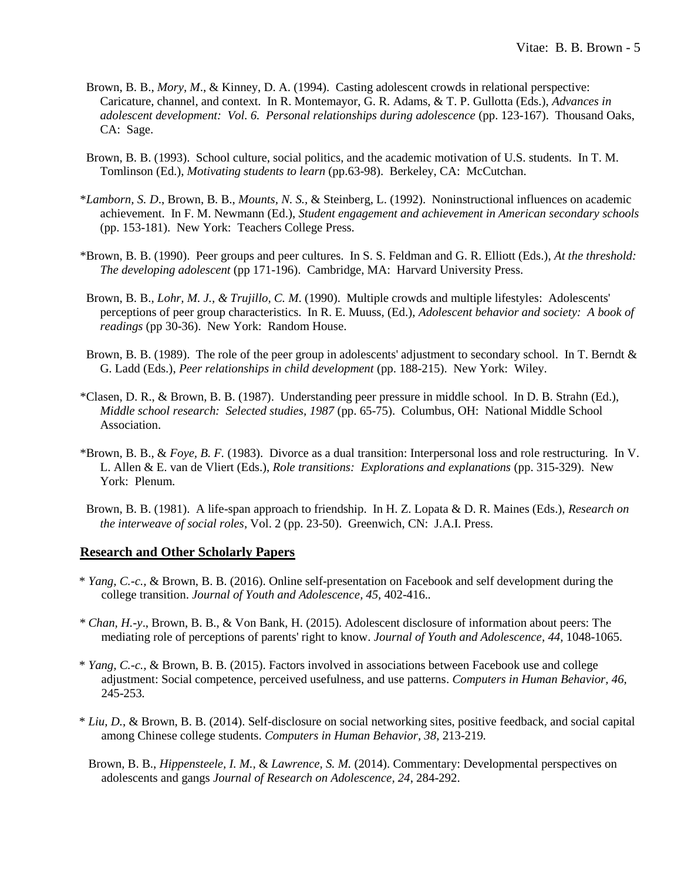Brown, B. B., *Mory, M*., & Kinney, D. A. (1994). Casting adolescent crowds in relational perspective: Caricature, channel, and context. In R. Montemayor, G. R. Adams, & T. P. Gullotta (Eds.), *Advances in adolescent development: Vol. 6. Personal relationships during adolescence* (pp. 123-167). Thousand Oaks, CA: Sage.

Brown, B. B. (1993). School culture, social politics, and the academic motivation of U.S. students. In T. M. Tomlinson (Ed.), *Motivating students to learn* (pp.63-98). Berkeley, CA: McCutchan.

*​*Lamborn, S. D*., Brown, B. B., *Mounts, N. S.*, & Steinberg, L. (1992). Noninstructional influences on academic achievement. In F. M. Newmann (Ed.), *Student engagement and achievement in American secondary schools* (pp. 153-181). New York: Teachers College Press.

*Brown, B. B. (1990). Peer groups and peer cultures. In S. S. Feldman and G. R. Elliott (Eds.), *At the threshold: The developing adolescent* (pp 171-196). Cambridge, MA: Harvard University Press.

Brown, B. B., *Lohr, M. J., & Trujillo, C. M*. (1990). Multiple crowds and multiple lifestyles: Adolescents' perceptions of peer group characteristics. In R. E. Muuss, (Ed.), *Adolescent behavior and society: A book of readings* (pp 30-36). New York: Random House.

Brown, B. B. (1989). The role of the peer group in adolescents' adjustment to secondary school. In T. Berndt & G. Ladd (Eds.), *Peer relationships in child development* (pp. 188-215). New York: Wiley.

*Clasen, D. R., & Brown, B. B. (1987). Understanding peer pressure in middle school. In D. B. Strahn (Ed.), *Middle school research: Selected studies, 1987* (pp. 65-75). Columbus, OH: National Middle School Association.

*Brown, B. B., & *Foye, B. F.* (1983). Divorce as a dual transition: Interpersonal loss and role restructuring. In V. L. Allen & E. van de Vliert (Eds.), *Role transitions: Explorations and explanations* (pp. 315-329). New York: Plenum.

Brown, B. B. (1981). A life-span approach to friendship. In H. Z. Lopata & D. R. Maines (Eds.), *Research on the interweave of social roles*, Vol. 2 (pp. 23-50). Greenwich, CN: J.A.I. Press.

## Research and Other Scholarly Papers

* *Yang, C.-c.,* & Brown, B. B. (2016). Online self-presentation on Facebook and self development during the college transition. *Journal of Youth and Adolescence, 45*, 402-416..

* *Chan, H.-y*., Brown, B. B., & Von Bank, H. (2015). Adolescent disclosure of information about peers: The mediating role of perceptions of parents' right to know. *Journal of Youth and Adolescence, 44,* 1048-1065.

* *Yang, C.-c.,* & Brown, B. B. (2015). Factors involved in associations between Facebook use and college adjustment: Social competence, perceived usefulness, and use patterns. *Computers in Human Behavior, 46*, 245-253.

* *Liu, D.,* & Brown, B. B. (2014). Self-disclosure on social networking sites, positive feedback, and social capital among Chinese college students. *Computers in Human Behavior, 38,* 213-219.

Brown, B. B., *Hippensteele, I. M.,* & *Lawrence, S. M.* (2014). Commentary: Developmental perspectives on adolescents and gangs *Journal of Research on Adolescence, 24*, 284-292.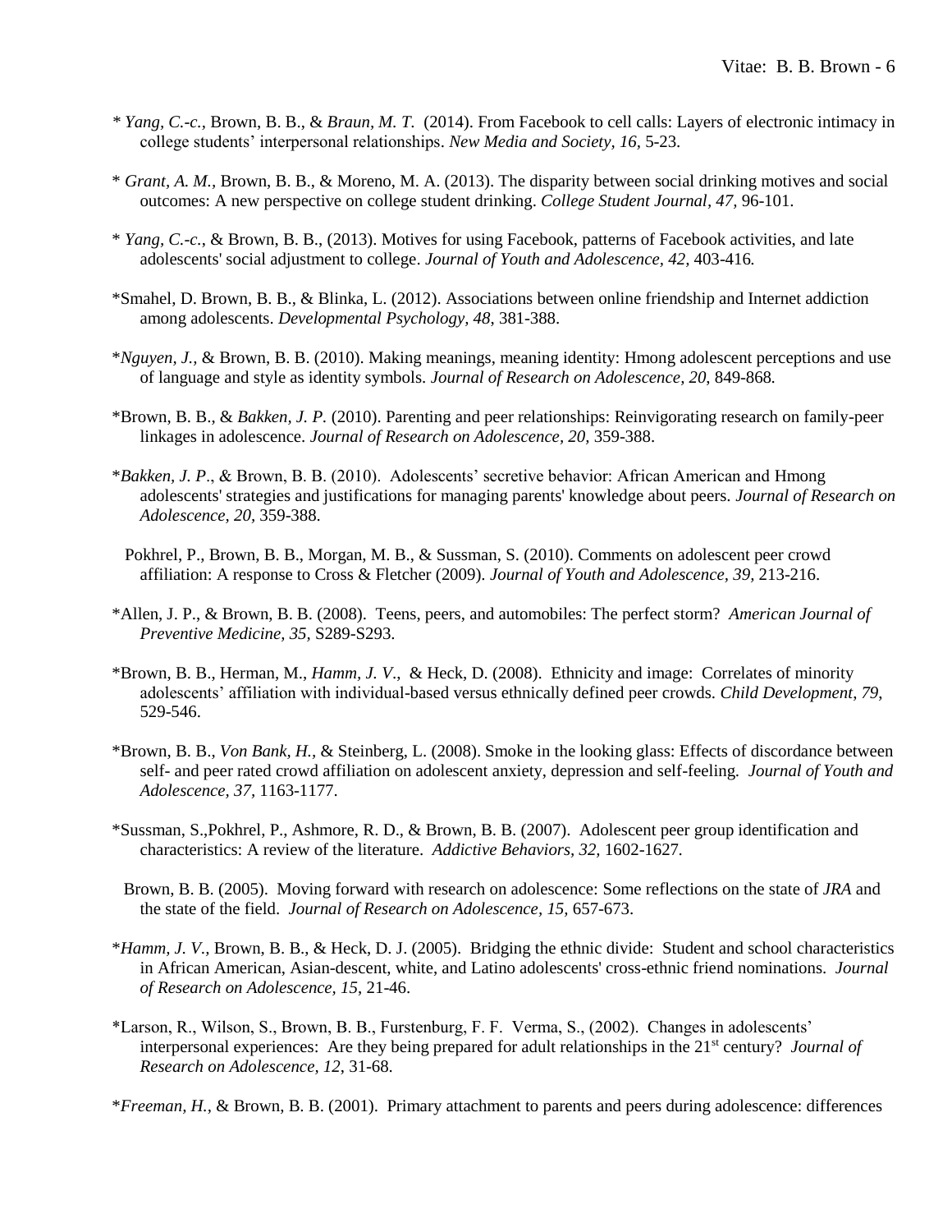\* *Yang, C.-c.*, Brown, B. B., & *Braun, M. T.* (2014). From Facebook to cell calls: Layers of electronic intimacy in college students' interpersonal relationships. *New Media and Society, 16,* 5-23.

\* *Grant, A. M.*, Brown, B. B., & Moreno, M. A. (2013). The disparity between social drinking motives and social outcomes: A new perspective on college student drinking. *College Student Journal, 47,* 96-101.

\* *Yang, C.-c.*, & Brown, B. B., (2013). Motives for using Facebook, patterns of Facebook activities, and late adolescents' social adjustment to college. *Journal of Youth and Adolescence, 42,* 403-416.

\*Smahel, D. Brown, B. B., & Blinka, L. (2012). Associations between online friendship and Internet addiction among adolescents. *Developmental Psychology, 48*, 381-388.

\**Nguyen, J.*, & Brown, B. B. (2010). Making meanings, meaning identity: Hmong adolescent perceptions and use of language and style as identity symbols. *Journal of Research on Adolescence, 20,* 849-868.

\*Brown, B. B., & *Bakken, J. P.* (2010). Parenting and peer relationships: Reinvigorating research on family-peer linkages in adolescence. *Journal of Research on Adolescence, 20,* 359-388.

\**Bakken, J. P*., & Brown, B. B. (2010). Adolescents' secretive behavior: African American and Hmong adolescents' strategies and justifications for managing parents' knowledge about peers. *Journal of Research on Adolescence, 20,* 359-388.

Pokhrel, P., Brown, B. B., Morgan, M. B., & Sussman, S. (2010). Comments on adolescent peer crowd affiliation: A response to Cross & Fletcher (2009). *Journal of Youth and Adolescence, 39,* 213-216.

\*Allen, J. P., & Brown, B. B. (2008). Teens, peers, and automobiles: The perfect storm? *American Journal of Preventive Medicine, 35,* S289-S293.

\*Brown, B. B., Herman, M., *Hamm, J. V.,* & Heck, D. (2008). Ethnicity and image: Correlates of minority adolescents' affiliation with individual-based versus ethnically defined peer crowds. *Child Development*, *79,* 529-546.

\*Brown, B. B., *Von Bank, H.,* & Steinberg, L. (2008). Smoke in the looking glass: Effects of discordance between self- and peer rated crowd affiliation on adolescent anxiety, depression and self-feeling. *Journal of Youth and Adolescence, 37,* 1163-1177.

\*Sussman, S.,Pokhrel, P., Ashmore, R. D., & Brown, B. B. (2007). Adolescent peer group identification and characteristics: A review of the literature. *Addictive Behaviors, 32,* 1602-1627.

Brown, B. B. (2005). Moving forward with research on adolescence: Some reflections on the state of *JRA* and the state of the field. *Journal of Research on Adolescence, 15,* 657-673.

\**Hamm, J. V.*, Brown, B. B., & Heck, D. J. (2005). Bridging the ethnic divide: Student and school characteristics in African American, Asian-descent, white, and Latino adolescents' cross-ethnic friend nominations. *Journal of Research on Adolescence, 15,* 21-46.

\*Larson, R., Wilson, S., Brown, B. B., Furstenburg, F. F. Verma, S., (2002). Changes in adolescents' interpersonal experiences: Are they being prepared for adult relationships in the 21st century? *Journal of Research on Adolescence, 12*, 31-68.

\**Freeman, H.*, & Brown, B. B. (2001). Primary attachment to parents and peers during adolescence: differences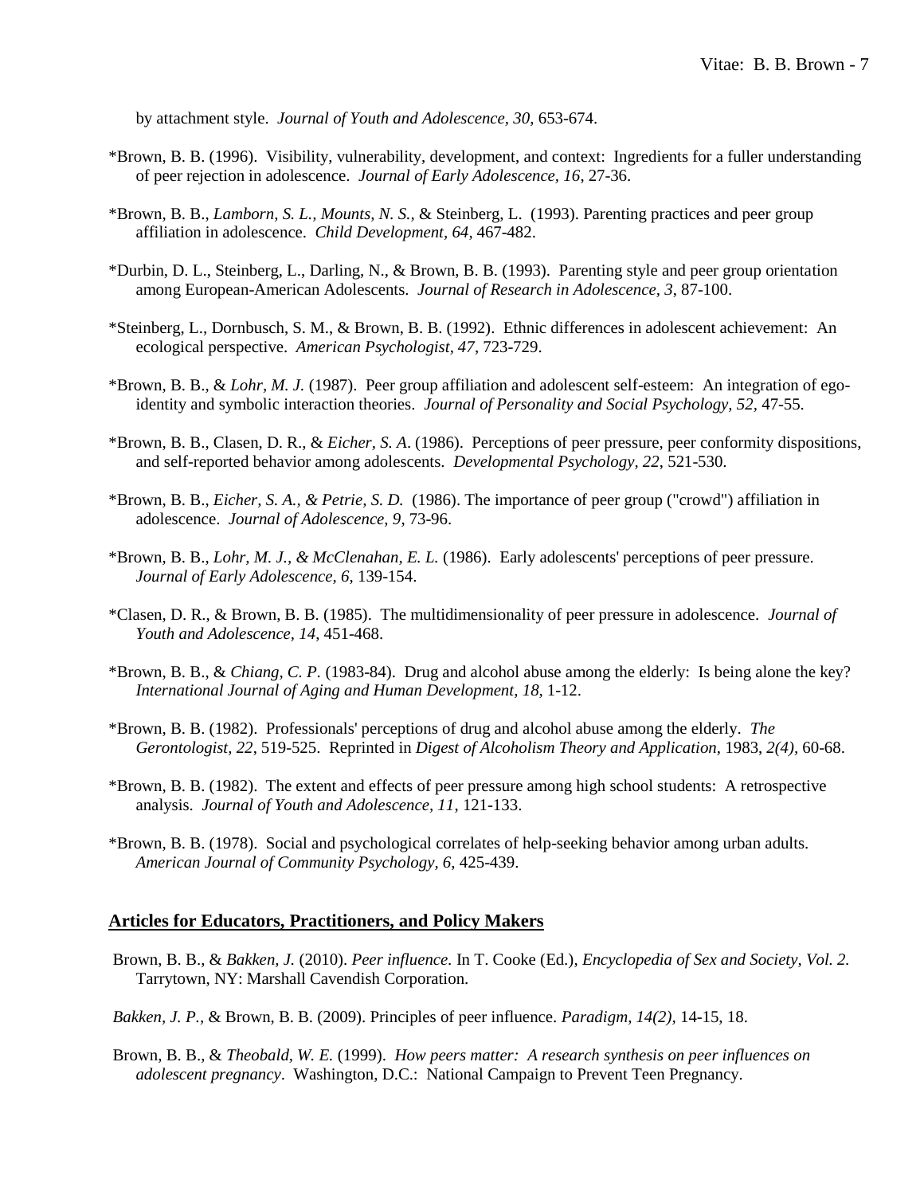by attachment style. *Journal of Youth and Adolescence, 30*, 653-674.

*Brown, B. B. (1996). Visibility, vulnerability, development, and context: Ingredients for a fuller understanding of peer rejection in adolescence. *Journal of Early Adolescence, 16*, 27-36.

*Brown, B. B., *Lamborn, S. L., Mounts, N. S.,* & Steinberg, L. (1993). Parenting practices and peer group affiliation in adolescence. *Child Development, 64*, 467-482.

*Durbin, D. L., Steinberg, L., Darling, N., & Brown, B. B. (1993). Parenting style and peer group orientation among European-American Adolescents. *Journal of Research in Adolescence, 3*, 87-100.

*Steinberg, L., Dornbusch, S. M., & Brown, B. B. (1992). Ethnic differences in adolescent achievement: An ecological perspective. *American Psychologist, 47*, 723-729.

*Brown, B. B., & *Lohr, M. J.* (1987). Peer group affiliation and adolescent self-esteem: An integration of ego-identity and symbolic interaction theories. *Journal of Personality and Social Psychology, 52*, 47-55.

*Brown, B. B., Clasen, D. R., & *Eicher, S. A*. (1986). Perceptions of peer pressure, peer conformity dispositions, and self-reported behavior among adolescents. *Developmental Psychology, 22*, 521-530.

*Brown, B. B., *Eicher, S. A., & Petrie, S. D.* (1986). The importance of peer group ("crowd") affiliation in adolescence. *Journal of Adolescence, 9*, 73-96.

*Brown, B. B., *Lohr, M. J., & McClenahan, E. L.* (1986). Early adolescents' perceptions of peer pressure. *Journal of Early Adolescence, 6*, 139-154.

*Clasen, D. R., & Brown, B. B. (1985). The multidimensionality of peer pressure in adolescence. *Journal of Youth and Adolescence, 14*, 451-468.

*Brown, B. B., & *Chiang, C. P*. (1983-84). Drug and alcohol abuse among the elderly: Is being alone the key? *International Journal of Aging and Human Development*, *18*, 1-12.

*Brown, B. B. (1982). Professionals' perceptions of drug and alcohol abuse among the elderly. *The Gerontologist, 22*, 519-525. Reprinted in *Digest of Alcoholism Theory and Application*, 1983, *2(4)*, 60-68.

*Brown, B. B. (1982). The extent and effects of peer pressure among high school students: A retrospective analysis. *Journal of Youth and Adolescence, 11*, 121-133.

*Brown, B. B. (1978). Social and psychological correlates of help-seeking behavior among urban adults. *American Journal of Community Psychology, 6*, 425-439.

## Articles for Educators, Practitioners, and Policy Makers

Brown, B. B., & *Bakken, J.* (2010). *Peer influence.* In T. Cooke (Ed.), *Encyclopedia of Sex and Society, Vol. 2.* Tarrytown, NY: Marshall Cavendish Corporation.

*Bakken, J. P.,* & Brown, B. B. (2009). Principles of peer influence. *Paradigm, 14(2)*, 14-15, 18.

Brown, B. B., & *Theobald, W. E.* (1999). *How peers matter: A research synthesis on peer influences on adolescent pregnancy*. Washington, D.C.: National Campaign to Prevent Teen Pregnancy.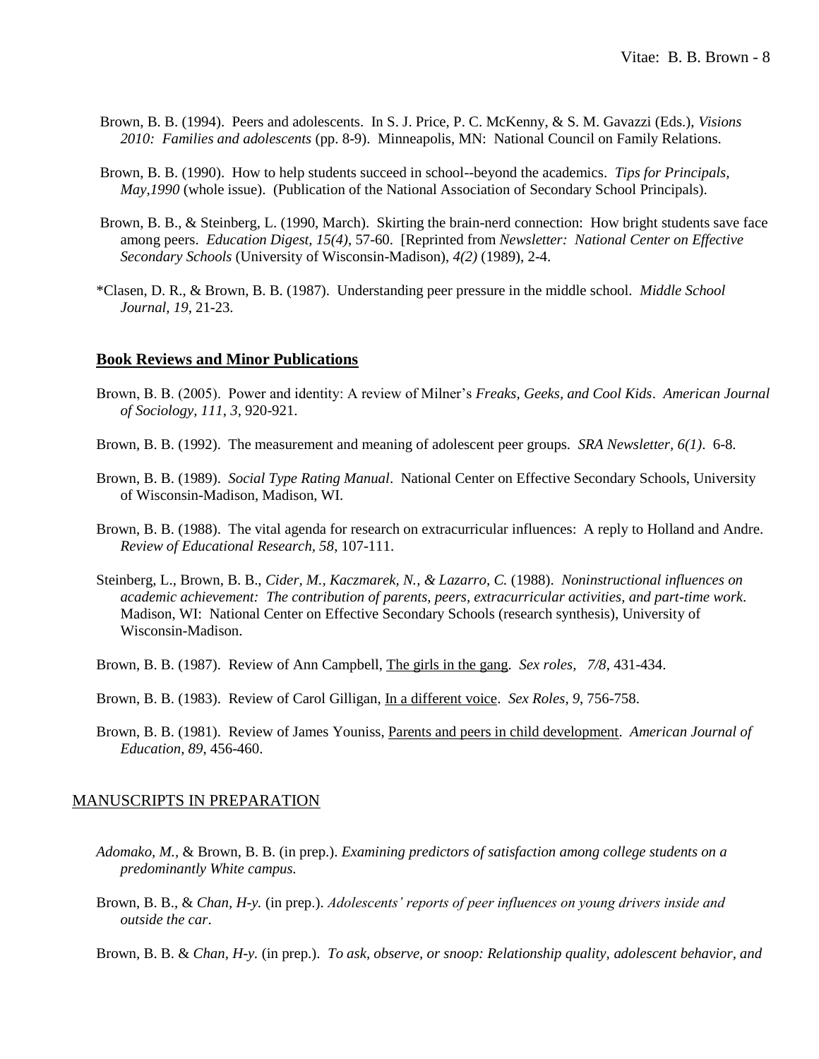Brown, B. B. (1994). Peers and adolescents. In S. J. Price, P. C. McKenny, & S. M. Gavazzi (Eds.), *Visions 2010: Families and adolescents* (pp. 8-9). Minneapolis, MN: National Council on Family Relations.

Brown, B. B. (1990). How to help students succeed in school--beyond the academics. *Tips for Principals, May,1990* (whole issue). (Publication of the National Association of Secondary School Principals).

Brown, B. B., & Steinberg, L. (1990, March). Skirting the brain-nerd connection: How bright students save face among peers. *Education Digest, 15(4)*, 57-60. [Reprinted from *Newsletter: National Center on Effective Secondary Schools* (University of Wisconsin-Madison), *4(2)* (1989), 2-4.

*Clasen, D. R., & Brown, B. B. (1987). Understanding peer pressure in the middle school. *Middle School Journal, 19*, 21-23.

### Book Reviews and Minor Publications

Brown, B. B. (2005). Power and identity: A review of Milner's *Freaks, Geeks, and Cool Kids*. *American Journal of Sociology, 111, 3*, 920-921.

Brown, B. B. (1992). The measurement and meaning of adolescent peer groups. *SRA Newsletter, 6(1)*. 6-8.

Brown, B. B. (1989). *Social Type Rating Manual*. National Center on Effective Secondary Schools, University of Wisconsin-Madison, Madison, WI.

Brown, B. B. (1988). The vital agenda for research on extracurricular influences: A reply to Holland and Andre. *Review of Educational Research, 58*, 107-111.

Steinberg, L., Brown, B. B., *Cider, M., Kaczmarek, N., & Lazarro, C.* (1988). *Noninstructional influences on academic achievement: The contribution of parents, peers, extracurricular activities, and part-time work*. Madison, WI: National Center on Effective Secondary Schools (research synthesis), University of Wisconsin-Madison.

Brown, B. B. (1987). Review of Ann Campbell, The girls in the gang. *Sex roles, 7/8*, 431-434.

Brown, B. B. (1983). Review of Carol Gilligan, In a different voice. *Sex Roles, 9*, 756-758.

Brown, B. B. (1981). Review of James Youniss, Parents and peers in child development. *American Journal of Education, 89*, 456-460.

## MANUSCRIPTS IN PREPARATION

*Adomako, M.,* & Brown, B. B. (in prep.). *Examining predictors of satisfaction among college students on a predominantly White campus.*

Brown, B. B., & *Chan, H-y.* (in prep.). *Adolescents' reports of peer influences on young drivers inside and outside the car.*

Brown, B. B. & *Chan, H-y.* (in prep.). *To ask, observe, or snoop: Relationship quality, adolescent behavior, and*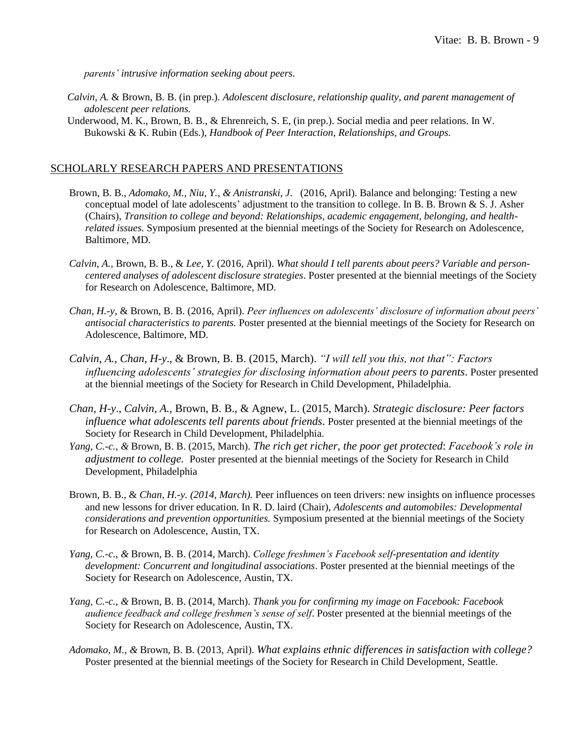*parents' intrusive information seeking about peers.*

*Calvin, A.* & Brown, B. B. (in prep.). *Adolescent disclosure, relationship quality, and parent management of adolescent peer relations.*

Underwood, M. K., Brown, B. B., & Ehrenreich, S. E, (in prep.). Social media and peer relations. In W. Bukowski & K. Rubin (Eds.), *Handbook of Peer Interaction, Relationships, and Groups.*

## SCHOLARLY RESEARCH PAPERS AND PRESENTATIONS

Brown, B. B., *Adomako, M., Niu, Y., & Anistranski, J.* (2016, April). Balance and belonging: Testing a new conceptual model of late adolescents' adjustment to the transition to college. In B. B. Brown & S. J. Asher (Chairs), *Transition to college and beyond: Relationships, academic engagement, belonging, and health-related issues.* Symposium presented at the biennial meetings of the Society for Research on Adolescence, Baltimore, MD.

*Calvin, A.*, Brown, B. B., & *Lee, Y.* (2016, April). *What should I tell parents about peers? Variable and person-centered analyses of adolescent disclosure strategies*. Poster presented at the biennial meetings of the Society for Research on Adolescence, Baltimore, MD.

*Chan, H.-y*, & Brown, B. B. (2016, April). *Peer influences on adolescents' disclosure of information about peers' antisocial characteristics to parents.* Poster presented at the biennial meetings of the Society for Research on Adolescence, Baltimore, MD.

*Calvin, A., Chan, H-y*., & Brown, B. B. (2015, March). *"I will tell you this, not that": Factors influencing adolescents' strategies for disclosing information about peers to parents*. Poster presented at the biennial meetings of the Society for Research in Child Development, Philadelphia.

*Chan, H-y*., *Calvin, A.*, Brown, B. B., & Agnew, L. (2015, March). *Strategic disclosure: Peer factors influence what adolescents tell parents about friends*. Poster presented at the biennial meetings of the Society for Research in Child Development, Philadelphia.

*Yang, C.-c., &* Brown, B. B. (2015, March). *The rich get richer, the poor get protected*: *Facebook's role in adjustment to college.* Poster presented at the biennial meetings of the Society for Research in Child Development, Philadelphia

Brown, B. B., & *Chan, H.-y. (2014, March).* Peer influences on teen drivers: new insights on influence processes and new lessons for driver education. In R. D. laird (Chair), *Adolescents and automobiles: Developmental considerations and prevention opportunities.* Symposium presented at the biennial meetings of the Society for Research on Adolescence, Austin, TX.

*Yang, C.-c., &* Brown, B. B. (2014, March). *College freshmen's Facebook self-presentation and identity development: Concurrent and longitudinal associations*. Poster presented at the biennial meetings of the Society for Research on Adolescence, Austin, TX.

*Yang, C.-c., &* Brown, B. B. (2014, March). *Thank you for confirming my image on Facebook: Facebook audience feedback and college freshmen's sense of self*. Poster presented at the biennial meetings of the Society for Research on Adolescence, Austin, TX.

*Adomako, M., &* Brown, B. B. (2013, April). *What explains ethnic differences in satisfaction with college?* Poster presented at the biennial meetings of the Society for Research in Child Development, Seattle.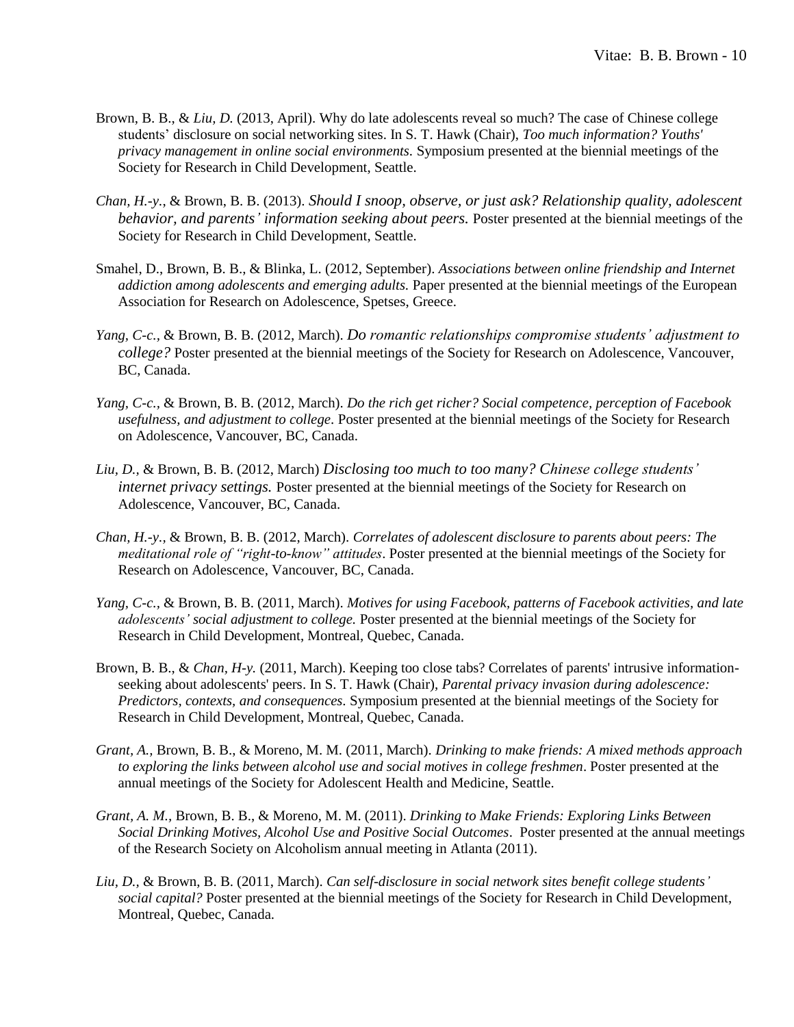Brown, B. B., & *Liu, D.* (2013, April). Why do late adolescents reveal so much? The case of Chinese college students' disclosure on social networking sites. In S. T. Hawk (Chair), *Too much information? Youths' privacy management in online social environments.* Symposium presented at the biennial meetings of the Society for Research in Child Development, Seattle.

*Chan, H.-y.*, & Brown, B. B. (2013). *Should I snoop, observe, or just ask? Relationship quality, adolescent behavior, and parents' information seeking about peers.* Poster presented at the biennial meetings of the Society for Research in Child Development, Seattle.

Smahel, D., Brown, B. B., & Blinka, L. (2012, September). *Associations between online friendship and Internet addiction among adolescents and emerging adults.* Paper presented at the biennial meetings of the European Association for Research on Adolescence, Spetses, Greece.

*Yang, C-c.,* & Brown, B. B. (2012, March). *Do romantic relationships compromise students' adjustment to college?* Poster presented at the biennial meetings of the Society for Research on Adolescence, Vancouver, BC, Canada.

*Yang, C-c.,* & Brown, B. B. (2012, March). *Do the rich get richer? Social competence, perception of Facebook usefulness, and adjustment to college*. Poster presented at the biennial meetings of the Society for Research on Adolescence, Vancouver, BC, Canada.

*Liu, D.,* & Brown, B. B. (2012, March) *Disclosing too much to too many? Chinese college students' internet privacy settings.* Poster presented at the biennial meetings of the Society for Research on Adolescence, Vancouver, BC, Canada.

*Chan, H.-y.*, & Brown, B. B. (2012, March). *Correlates of adolescent disclosure to parents about peers: The meditational role of "right-to-know" attitudes*. Poster presented at the biennial meetings of the Society for Research on Adolescence, Vancouver, BC, Canada.

*Yang, C-c.,* & Brown, B. B. (2011, March). *Motives for using Facebook, patterns of Facebook activities, and late adolescents' social adjustment to college.* Poster presented at the biennial meetings of the Society for Research in Child Development, Montreal, Quebec, Canada.

Brown, B. B., & *Chan, H-y.* (2011, March). Keeping too close tabs? Correlates of parents' intrusive information-seeking about adolescents' peers. In S. T. Hawk (Chair), *Parental privacy invasion during adolescence: Predictors, contexts, and consequences.* Symposium presented at the biennial meetings of the Society for Research in Child Development, Montreal, Quebec, Canada.

*Grant, A.,* Brown, B. B., & Moreno, M. M. (2011, March). *Drinking to make friends: A mixed methods approach to exploring the links between alcohol use and social motives in college freshmen*. Poster presented at the annual meetings of the Society for Adolescent Health and Medicine, Seattle.

*Grant, A. M.,* Brown, B. B., & Moreno, M. M. (2011). *Drinking to Make Friends: Exploring Links Between Social Drinking Motives, Alcohol Use and Positive Social Outcomes*. Poster presented at the annual meetings of the Research Society on Alcoholism annual meeting in Atlanta (2011).

*Liu, D.,* & Brown, B. B. (2011, March). *Can self-disclosure in social network sites benefit college students' social capital?* Poster presented at the biennial meetings of the Society for Research in Child Development, Montreal, Quebec, Canada.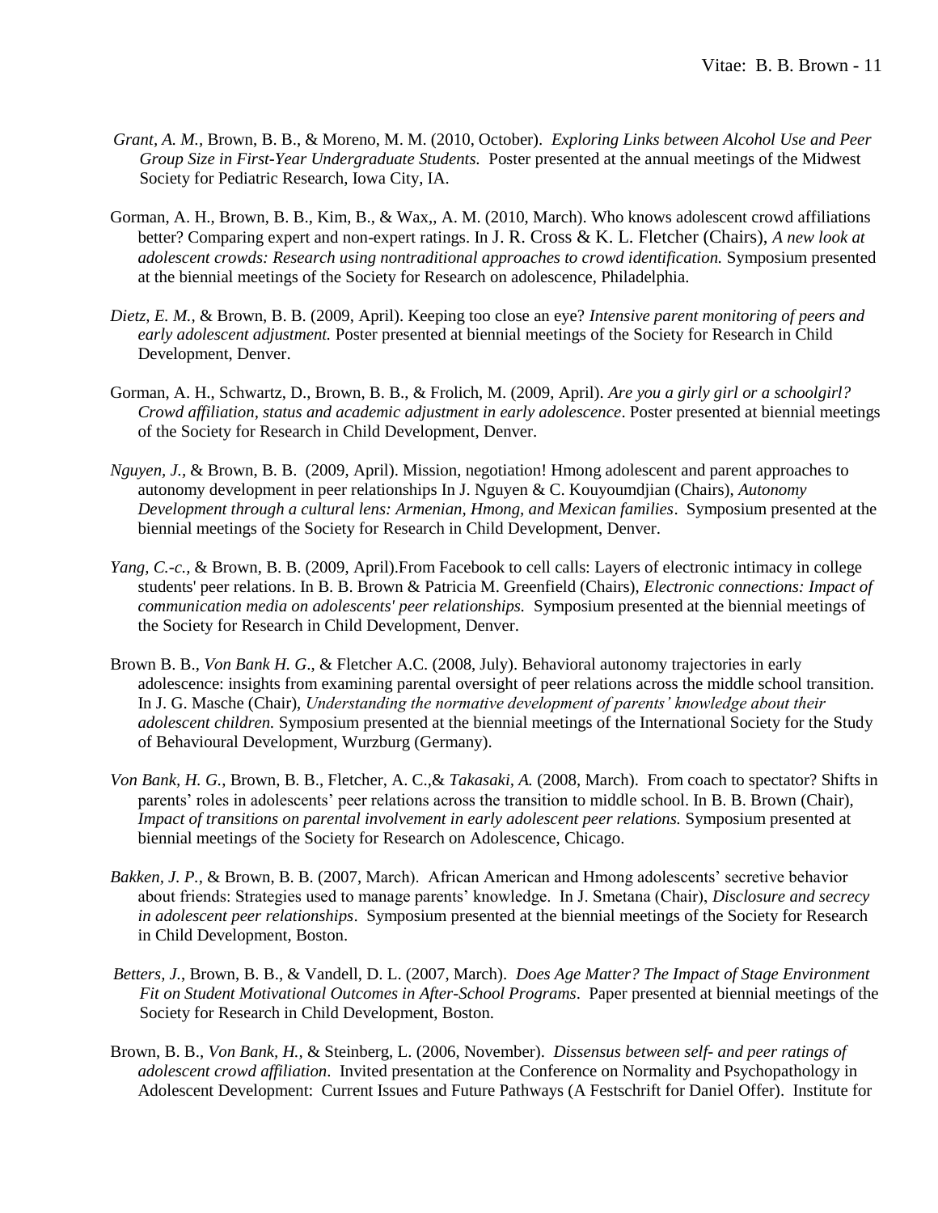*Grant, A. M.,* Brown, B. B., & Moreno, M. M. (2010, October). *Exploring Links between Alcohol Use and Peer Group Size in First-Year Undergraduate Students.* Poster presented at the annual meetings of the Midwest Society for Pediatric Research, Iowa City, IA.

Gorman, A. H., Brown, B. B., Kim, B., & Wax,, A. M. (2010, March). Who knows adolescent crowd affiliations better? Comparing expert and non-expert ratings. In J. R. Cross & K. L. Fletcher (Chairs), *A new look at adolescent crowds: Research using nontraditional approaches to crowd identification.* Symposium presented at the biennial meetings of the Society for Research on adolescence, Philadelphia.

*Dietz, E. M.,* & Brown, B. B. (2009, April). Keeping too close an eye? *Intensive parent monitoring of peers and early adolescent adjustment.* Poster presented at biennial meetings of the Society for Research in Child Development, Denver.

Gorman, A. H., Schwartz, D., Brown, B. B., & Frolich, M. (2009, April). *Are you a girly girl or a schoolgirl? Crowd affiliation, status and academic adjustment in early adolescence*. Poster presented at biennial meetings of the Society for Research in Child Development, Denver.

*Nguyen, J.,* & Brown, B. B. (2009, April). Mission, negotiation! Hmong adolescent and parent approaches to autonomy development in peer relationships In J. Nguyen & C. Kouyoumdjian (Chairs), *Autonomy Development through a cultural lens: Armenian, Hmong, and Mexican families*. Symposium presented at the biennial meetings of the Society for Research in Child Development, Denver.

*Yang, C.-c.,* & Brown, B. B. (2009, April).From Facebook to cell calls: Layers of electronic intimacy in college students' peer relations. In B. B. Brown & Patricia M. Greenfield (Chairs), *Electronic connections: Impact of communication media on adolescents' peer relationships.* Symposium presented at the biennial meetings of the Society for Research in Child Development, Denver.

Brown B. B., *Von Bank H. G*., & Fletcher A.C. (2008, July). Behavioral autonomy trajectories in early adolescence: insights from examining parental oversight of peer relations across the middle school transition. In J. G. Masche (Chair), *Understanding the normative development of parents' knowledge about their adolescent children.* Symposium presented at the biennial meetings of the International Society for the Study of Behavioural Development, Wurzburg (Germany).

*Von Bank, H. G.,* Brown, B. B., Fletcher, A. C.,& *Takasaki, A.* (2008, March). From coach to spectator? Shifts in parents' roles in adolescents' peer relations across the transition to middle school. In B. B. Brown (Chair), *Impact of transitions on parental involvement in early adolescent peer relations.* Symposium presented at biennial meetings of the Society for Research on Adolescence, Chicago.

*Bakken, J. P.,* & Brown, B. B. (2007, March). African American and Hmong adolescents' secretive behavior about friends: Strategies used to manage parents' knowledge. In J. Smetana (Chair), *Disclosure and secrecy in adolescent peer relationships*. Symposium presented at the biennial meetings of the Society for Research in Child Development, Boston.

*Betters, J.*, Brown, B. B., & Vandell, D. L. (2007, March). *Does Age Matter? The Impact of Stage Environment Fit on Student Motivational Outcomes in After-School Programs*. Paper presented at biennial meetings of the Society for Research in Child Development, Boston.

Brown, B. B., *Von Bank, H.,* & Steinberg, L. (2006, November). *Dissensus between self- and peer ratings of adolescent crowd affiliation*. Invited presentation at the Conference on Normality and Psychopathology in Adolescent Development: Current Issues and Future Pathways (A Festschrift for Daniel Offer). Institute for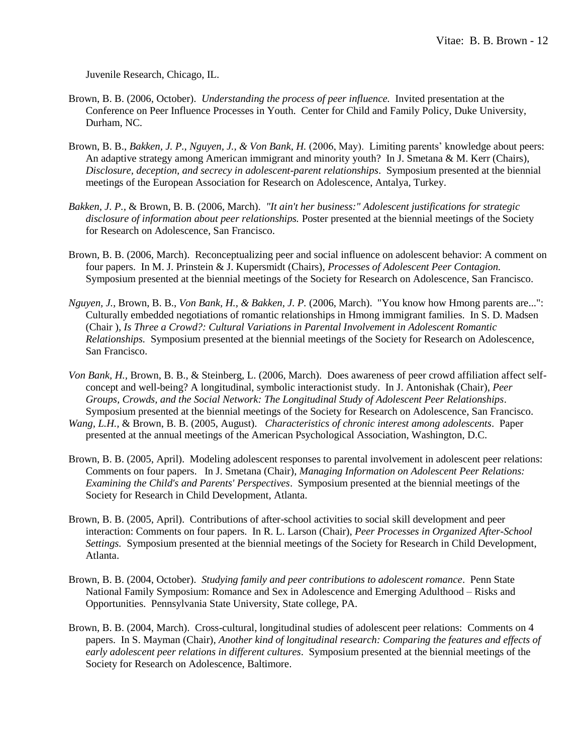Juvenile Research, Chicago, IL.

Brown, B. B. (2006, October). *Understanding the process of peer influence.* Invited presentation at the Conference on Peer Influence Processes in Youth. Center for Child and Family Policy, Duke University, Durham, NC.

Brown, B. B., *Bakken, J. P., Nguyen, J., & Von Bank, H.* (2006, May). Limiting parents' knowledge about peers: An adaptive strategy among American immigrant and minority youth? In J. Smetana & M. Kerr (Chairs), *Disclosure, deception, and secrecy in adolescent-parent relationships*. Symposium presented at the biennial meetings of the European Association for Research on Adolescence, Antalya, Turkey.

*Bakken, J. P.,* & Brown, B. B. (2006, March). *"It ain't her business:" Adolescent justifications for strategic disclosure of information about peer relationships.* Poster presented at the biennial meetings of the Society for Research on Adolescence, San Francisco.

Brown, B. B. (2006, March). Reconceptualizing peer and social influence on adolescent behavior: A comment on four papers. In M. J. Prinstein & J. Kupersmidt (Chairs), *Processes of Adolescent Peer Contagion.* Symposium presented at the biennial meetings of the Society for Research on Adolescence, San Francisco.

*Nguyen, J.,* Brown, B. B., *Von Bank, H., & Bakken, J. P.* (2006, March). "You know how Hmong parents are...": Culturally embedded negotiations of romantic relationships in Hmong immigrant families. In S. D. Madsen (Chair ), *Is Three a Crowd?: Cultural Variations in Parental Involvement in Adolescent Romantic Relationships.* Symposium presented at the biennial meetings of the Society for Research on Adolescence, San Francisco.

*Von Bank, H.,* Brown, B. B., & Steinberg, L. (2006, March). Does awareness of peer crowd affiliation affect self-concept and well-being? A longitudinal, symbolic interactionist study. In J. Antonishak (Chair), *Peer Groups, Crowds, and the Social Network: The Longitudinal Study of Adolescent Peer Relationships*. Symposium presented at the biennial meetings of the Society for Research on Adolescence, San Francisco.

*Wang, L.H.,* & Brown, B. B. (2005, August). *Characteristics of chronic interest among adolescents*. Paper presented at the annual meetings of the American Psychological Association, Washington, D.C.

Brown, B. B. (2005, April). Modeling adolescent responses to parental involvement in adolescent peer relations: Comments on four papers. In J. Smetana (Chair), *Managing Information on Adolescent Peer Relations: Examining the Child's and Parents' Perspectives*. Symposium presented at the biennial meetings of the Society for Research in Child Development, Atlanta.

Brown, B. B. (2005, April). Contributions of after-school activities to social skill development and peer interaction: Comments on four papers. In R. L. Larson (Chair), *Peer Processes in Organized After-School Settings.* Symposium presented at the biennial meetings of the Society for Research in Child Development, Atlanta.

Brown, B. B. (2004, October). *Studying family and peer contributions to adolescent romance*. Penn State National Family Symposium: Romance and Sex in Adolescence and Emerging Adulthood – Risks and Opportunities. Pennsylvania State University, State college, PA.

Brown, B. B. (2004, March). Cross-cultural, longitudinal studies of adolescent peer relations: Comments on 4 papers. In S. Mayman (Chair), *Another kind of longitudinal research: Comparing the features and effects of early adolescent peer relations in different cultures*. Symposium presented at the biennial meetings of the Society for Research on Adolescence, Baltimore.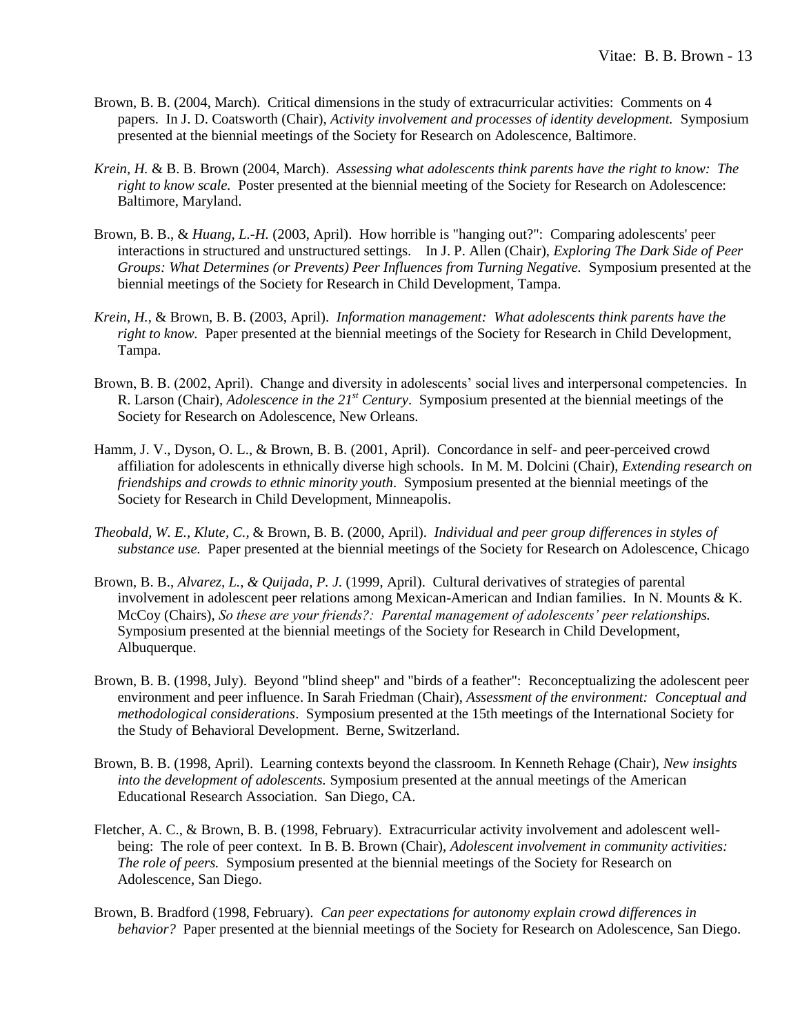Brown, B. B. (2004, March). Critical dimensions in the study of extracurricular activities: Comments on 4 papers. In J. D. Coatsworth (Chair), *Activity involvement and processes of identity development.* Symposium presented at the biennial meetings of the Society for Research on Adolescence, Baltimore.

*Krein, H.* & B. B. Brown (2004, March). *Assessing what adolescents think parents have the right to know: The right to know scale.* Poster presented at the biennial meeting of the Society for Research on Adolescence: Baltimore, Maryland.

Brown, B. B., & *Huang, L.-H.* (2003, April). How horrible is "hanging out?": Comparing adolescents' peer interactions in structured and unstructured settings. In J. P. Allen (Chair), *Exploring The Dark Side of Peer Groups: What Determines (or Prevents) Peer Influences from Turning Negative.* Symposium presented at the biennial meetings of the Society for Research in Child Development, Tampa.

*Krein, H.*, & Brown, B. B. (2003, April). *Information management: What adolescents think parents have the right to know.* Paper presented at the biennial meetings of the Society for Research in Child Development, Tampa.

Brown, B. B. (2002, April). Change and diversity in adolescents' social lives and interpersonal competencies. In R. Larson (Chair), *Adolescence in the 21st Century*. Symposium presented at the biennial meetings of the Society for Research on Adolescence, New Orleans.

Hamm, J. V., Dyson, O. L., & Brown, B. B. (2001, April). Concordance in self- and peer-perceived crowd affiliation for adolescents in ethnically diverse high schools. In M. M. Dolcini (Chair), *Extending research on friendships and crowds to ethnic minority youth*. Symposium presented at the biennial meetings of the Society for Research in Child Development, Minneapolis.

*Theobald, W. E., Klute, C.,* & Brown, B. B. (2000, April). *Individual and peer group differences in styles of substance use.* Paper presented at the biennial meetings of the Society for Research on Adolescence, Chicago

Brown, B. B., *Alvarez, L., & Quijada, P. J.* (1999, April). Cultural derivatives of strategies of parental involvement in adolescent peer relations among Mexican-American and Indian families. In N. Mounts & K. McCoy (Chairs), *So these are your friends?: Parental management of adolescents' peer relationships.* Symposium presented at the biennial meetings of the Society for Research in Child Development, Albuquerque.

Brown, B. B. (1998, July). Beyond "blind sheep" and "birds of a feather": Reconceptualizing the adolescent peer environment and peer influence. In Sarah Friedman (Chair), *Assessment of the environment: Conceptual and methodological considerations*. Symposium presented at the 15th meetings of the International Society for the Study of Behavioral Development. Berne, Switzerland.

Brown, B. B. (1998, April). Learning contexts beyond the classroom. In Kenneth Rehage (Chair), *New insights into the development of adolescents.* Symposium presented at the annual meetings of the American Educational Research Association. San Diego, CA.

Fletcher, A. C., & Brown, B. B. (1998, February). Extracurricular activity involvement and adolescent well-being: The role of peer context. In B. B. Brown (Chair), *Adolescent involvement in community activities: The role of peers.* Symposium presented at the biennial meetings of the Society for Research on Adolescence, San Diego.

Brown, B. Bradford (1998, February). *Can peer expectations for autonomy explain crowd differences in behavior?* Paper presented at the biennial meetings of the Society for Research on Adolescence, San Diego.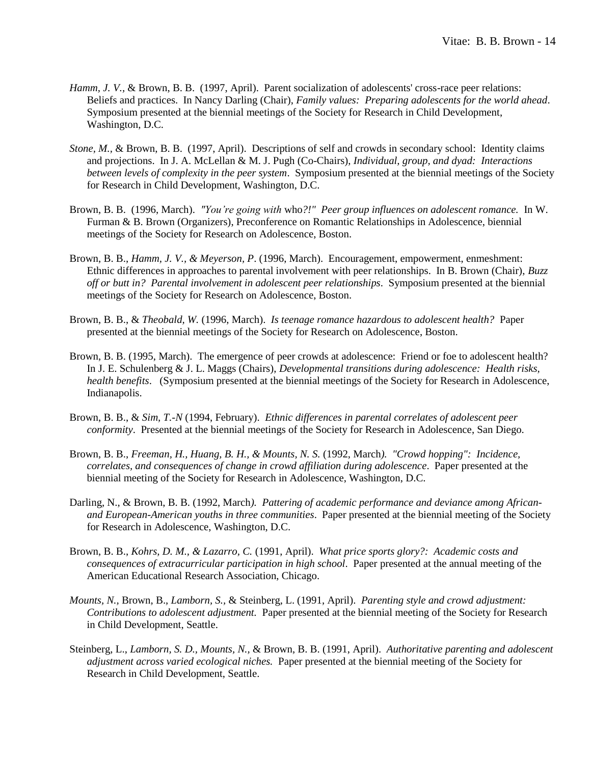*Hamm, J. V.*, & Brown, B. B. (1997, April). Parent socialization of adolescents' cross-race peer relations: Beliefs and practices. In Nancy Darling (Chair), *Family values: Preparing adolescents for the world ahead*. Symposium presented at the biennial meetings of the Society for Research in Child Development, Washington, D.C.

*Stone, M.*, & Brown, B. B. (1997, April). Descriptions of self and crowds in secondary school: Identity claims and projections. In J. A. McLellan & M. J. Pugh (Co-Chairs), *Individual, group, and dyad: Interactions between levels of complexity in the peer system*. Symposium presented at the biennial meetings of the Society for Research in Child Development, Washington, D.C.

Brown, B. B. (1996, March). *"You're going with* who*?!" Peer group influences on adolescent romance.* In W. Furman & B. Brown (Organizers), Preconference on Romantic Relationships in Adolescence, biennial meetings of the Society for Research on Adolescence, Boston.

Brown, B. B., *Hamm, J. V., & Meyerson, P*. (1996, March). Encouragement, empowerment, enmeshment: Ethnic differences in approaches to parental involvement with peer relationships. In B. Brown (Chair), *Buzz off or butt in? Parental involvement in adolescent peer relationships*. Symposium presented at the biennial meetings of the Society for Research on Adolescence, Boston.

Brown, B. B., & *Theobald, W.* (1996, March). *Is teenage romance hazardous to adolescent health?* Paper presented at the biennial meetings of the Society for Research on Adolescence, Boston.

Brown, B. B. (1995, March). The emergence of peer crowds at adolescence: Friend or foe to adolescent health? In J. E. Schulenberg & J. L. Maggs (Chairs), *Developmental transitions during adolescence: Health risks, health benefits*. (Symposium presented at the biennial meetings of the Society for Research in Adolescence, Indianapolis.

Brown, B. B., & *Sim, T.-N* (1994, February). *Ethnic differences in parental correlates of adolescent peer conformity*. Presented at the biennial meetings of the Society for Research in Adolescence, San Diego.

Brown, B. B., *Freeman, H., Huang, B. H., & Mounts, N. S.* (1992, March*). "Crowd hopping": Incidence, correlates, and consequences of change in crowd affiliation during adolescence*. Paper presented at the biennial meeting of the Society for Research in Adolescence, Washington, D.C.

Darling, N., & Brown, B. B. (1992, March*). Pattering of academic performance and deviance among African- and European-American youths in three communities*. Paper presented at the biennial meeting of the Society for Research in Adolescence, Washington, D.C.

Brown, B. B., *Kohrs, D. M., & Lazarro, C.* (1991, April). *What price sports glory?: Academic costs and consequences of extracurricular participation in high school*. Paper presented at the annual meeting of the American Educational Research Association, Chicago.

*Mounts, N.*, Brown, B., *Lamborn, S.*, & Steinberg, L. (1991, April). *Parenting style and crowd adjustment: Contributions to adolescent adjustment.* Paper presented at the biennial meeting of the Society for Research in Child Development, Seattle.

Steinberg, L., *Lamborn, S. D., Mounts, N.*, & Brown, B. B. (1991, April). *Authoritative parenting and adolescent adjustment across varied ecological niches.* Paper presented at the biennial meeting of the Society for Research in Child Development, Seattle.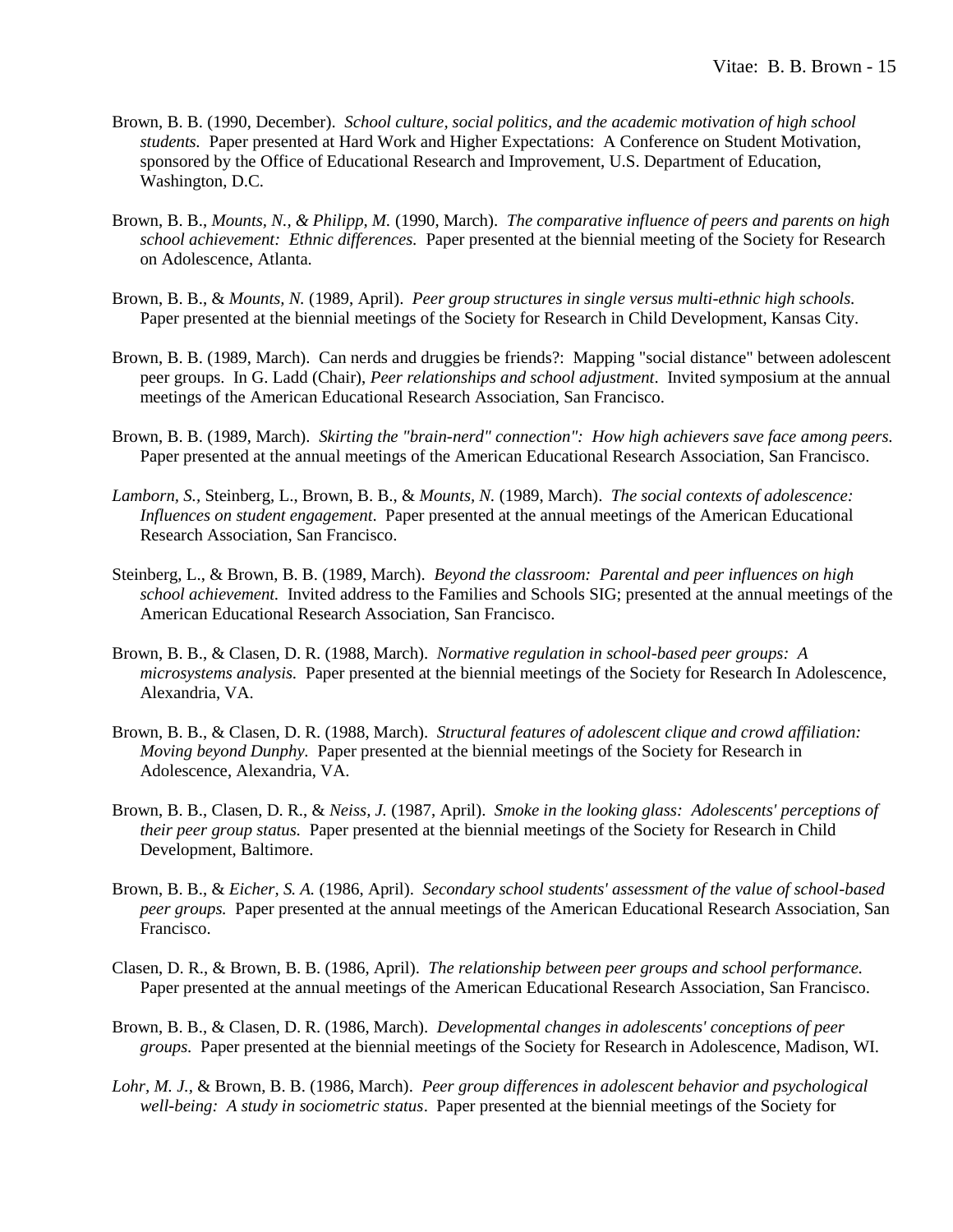Brown, B. B. (1990, December). *School culture, social politics, and the academic motivation of high school students.* Paper presented at Hard Work and Higher Expectations: A Conference on Student Motivation, sponsored by the Office of Educational Research and Improvement, U.S. Department of Education, Washington, D.C.

Brown, B. B., *Mounts, N., & Philipp, M.* (1990, March). *The comparative influence of peers and parents on high school achievement: Ethnic differences.* Paper presented at the biennial meeting of the Society for Research on Adolescence, Atlanta.

Brown, B. B., & *Mounts, N.* (1989, April). *Peer group structures in single versus multi-ethnic high schools.* Paper presented at the biennial meetings of the Society for Research in Child Development, Kansas City.

Brown, B. B. (1989, March). Can nerds and druggies be friends?: Mapping "social distance" between adolescent peer groups. In G. Ladd (Chair), *Peer relationships and school adjustment*. Invited symposium at the annual meetings of the American Educational Research Association, San Francisco.

Brown, B. B. (1989, March). *Skirting the "brain-nerd" connection": How high achievers save face among peers.* Paper presented at the annual meetings of the American Educational Research Association, San Francisco.

*Lamborn, S.,* Steinberg, L., Brown, B. B., & *Mounts, N.* (1989, March). *The social contexts of adolescence: Influences on student engagement*. Paper presented at the annual meetings of the American Educational Research Association, San Francisco.

Steinberg, L., & Brown, B. B. (1989, March). *Beyond the classroom: Parental and peer influences on high school achievement.* Invited address to the Families and Schools SIG; presented at the annual meetings of the American Educational Research Association, San Francisco.

Brown, B. B., & Clasen, D. R. (1988, March). *Normative regulation in school-based peer groups: A microsystems analysis.* Paper presented at the biennial meetings of the Society for Research In Adolescence, Alexandria, VA.

Brown, B. B., & Clasen, D. R. (1988, March). *Structural features of adolescent clique and crowd affiliation: Moving beyond Dunphy.* Paper presented at the biennial meetings of the Society for Research in Adolescence, Alexandria, VA.

Brown, B. B., Clasen, D. R., & *Neiss, J.* (1987, April). *Smoke in the looking glass: Adolescents' perceptions of their peer group status.* Paper presented at the biennial meetings of the Society for Research in Child Development, Baltimore.

Brown, B. B., & *Eicher, S. A.* (1986, April). *Secondary school students' assessment of the value of school-based peer groups.* Paper presented at the annual meetings of the American Educational Research Association, San Francisco.

Clasen, D. R., & Brown, B. B. (1986, April). *The relationship between peer groups and school performance.* Paper presented at the annual meetings of the American Educational Research Association, San Francisco.

Brown, B. B., & Clasen, D. R. (1986, March). *Developmental changes in adolescents' conceptions of peer groups.* Paper presented at the biennial meetings of the Society for Research in Adolescence, Madison, WI.

*Lohr, M. J.,* & Brown, B. B. (1986, March). *Peer group differences in adolescent behavior and psychological well-being: A study in sociometric status*. Paper presented at the biennial meetings of the Society for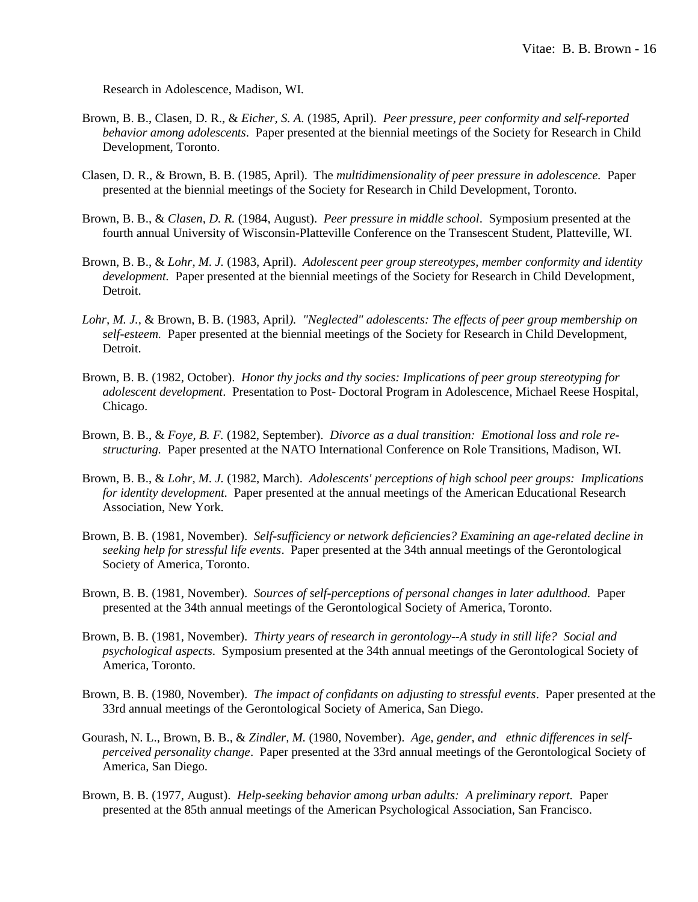Research in Adolescence, Madison, WI.

Brown, B. B., Clasen, D. R., & *Eicher, S. A.* (1985, April). *Peer pressure, peer conformity and self-reported behavior among adolescents*. Paper presented at the biennial meetings of the Society for Research in Child Development, Toronto.

Clasen, D. R., & Brown, B. B. (1985, April). The *multidimensionality of peer pressure in adolescence.* Paper presented at the biennial meetings of the Society for Research in Child Development, Toronto.

Brown, B. B., & *Clasen, D. R.* (1984, August). *Peer pressure in middle school*. Symposium presented at the fourth annual University of Wisconsin-Platteville Conference on the Transescent Student, Platteville, WI.

Brown, B. B., & *Lohr, M. J.* (1983, April). *Adolescent peer group stereotypes, member conformity and identity development.* Paper presented at the biennial meetings of the Society for Research in Child Development, Detroit.

*Lohr, M. J.,* & Brown, B. B. (1983, April*). "Neglected" adolescents: The effects of peer group membership on self-esteem.* Paper presented at the biennial meetings of the Society for Research in Child Development, Detroit.

Brown, B. B. (1982, October). *Honor thy jocks and thy socies: Implications of peer group stereotyping for adolescent development*. Presentation to Post- Doctoral Program in Adolescence, Michael Reese Hospital, Chicago.

Brown, B. B., & *Foye, B. F.* (1982, September). *Divorce as a dual transition: Emotional loss and role re-structuring.* Paper presented at the NATO International Conference on Role Transitions, Madison, WI.

Brown, B. B., & *Lohr, M. J.* (1982, March). *Adolescents' perceptions of high school peer groups: Implications for identity development.* Paper presented at the annual meetings of the American Educational Research Association, New York.

Brown, B. B. (1981, November). *Self-sufficiency or network deficiencies? Examining an age-related decline in seeking help for stressful life events*. Paper presented at the 34th annual meetings of the Gerontological Society of America, Toronto.

Brown, B. B. (1981, November). *Sources of self-perceptions of personal changes in later adulthood.* Paper presented at the 34th annual meetings of the Gerontological Society of America, Toronto.

Brown, B. B. (1981, November). *Thirty years of research in gerontology--A study in still life? Social and psychological aspects*. Symposium presented at the 34th annual meetings of the Gerontological Society of America, Toronto.

Brown, B. B. (1980, November). *The impact of confidants on adjusting to stressful events*. Paper presented at the 33rd annual meetings of the Gerontological Society of America, San Diego.

Gourash, N. L., Brown, B. B., & *Zindler, M.* (1980, November). *Age, gender, and ethnic differences in self-perceived personality change*. Paper presented at the 33rd annual meetings of the Gerontological Society of America, San Diego.

Brown, B. B. (1977, August). *Help-seeking behavior among urban adults: A preliminary report.* Paper presented at the 85th annual meetings of the American Psychological Association, San Francisco.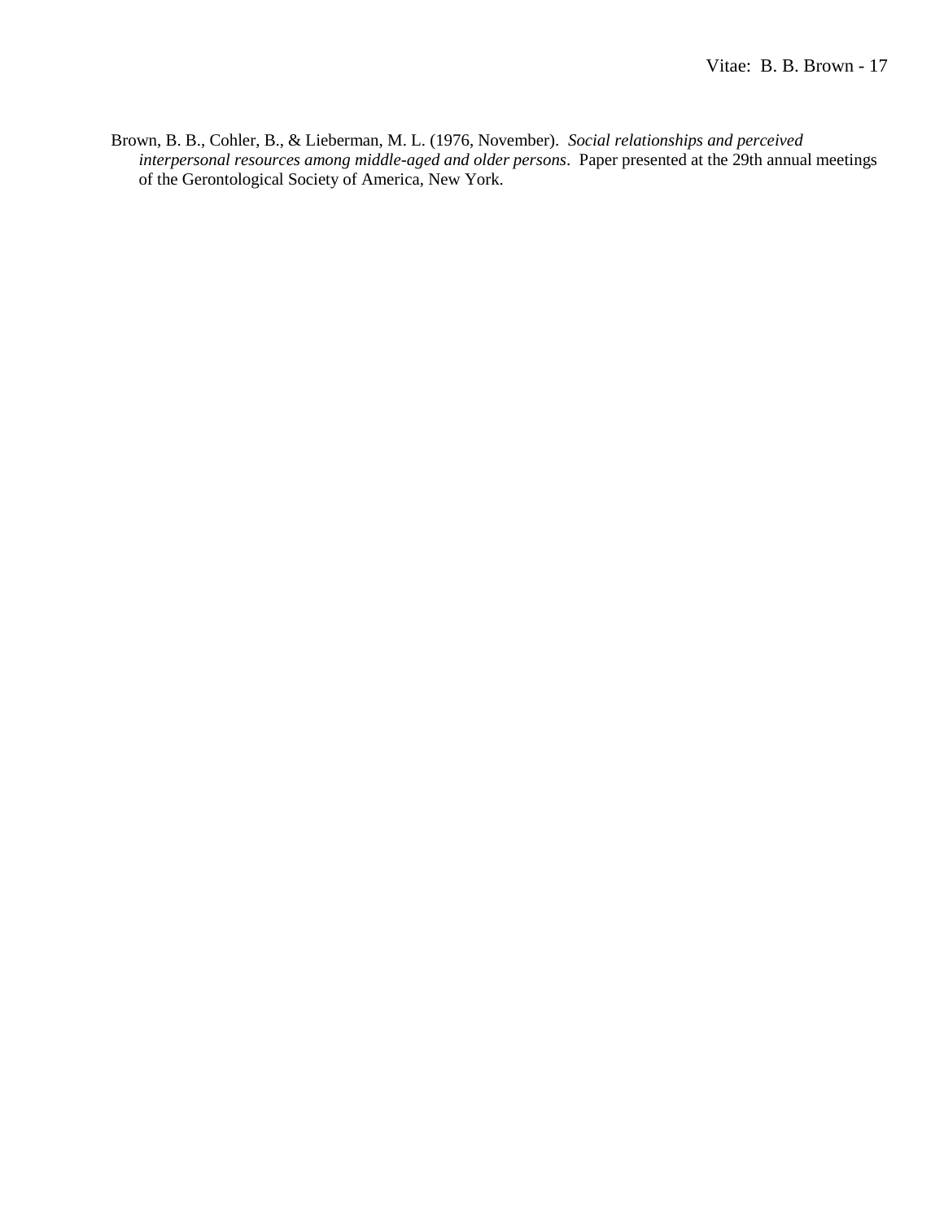Brown, B. B., Cohler, B., & Lieberman, M. L. (1976, November). *Social relationships and perceived interpersonal resources among middle-aged and older persons*. Paper presented at the 29th annual meetings of the Gerontological Society of America, New York.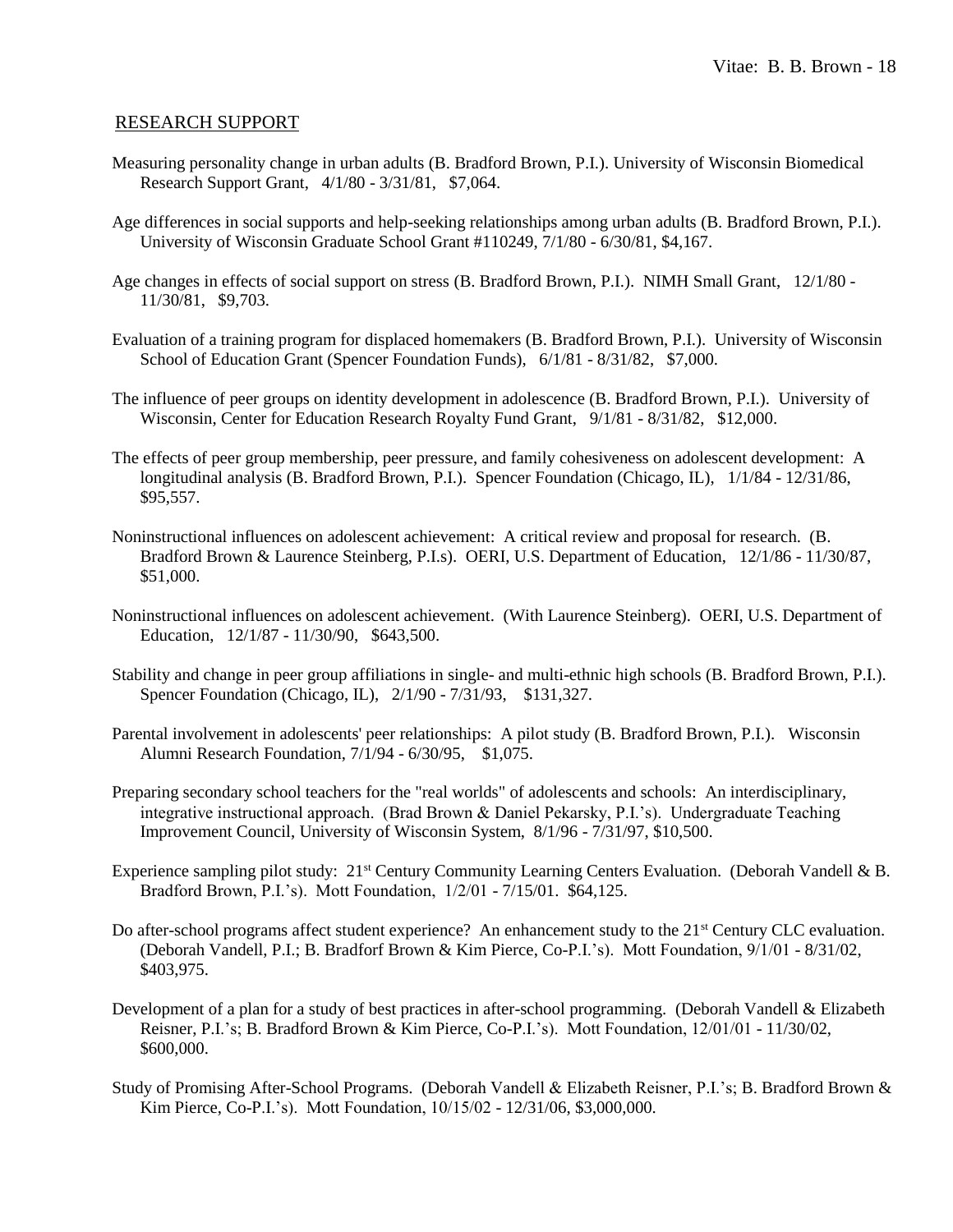## RESEARCH SUPPORT

Measuring personality change in urban adults (B. Bradford Brown, P.I.). University of Wisconsin Biomedical Research Support Grant, 4/1/80 - 3/31/81, $7,064.

Age differences in social supports and help-seeking relationships among urban adults (B. Bradford Brown, P.I.). University of Wisconsin Graduate School Grant #110249, 7/1/80 - 6/30/81, $4,167.

Age changes in effects of social support on stress (B. Bradford Brown, P.I.). NIMH Small Grant, 12/1/80 - 11/30/81, $9,703.

Evaluation of a training program for displaced homemakers (B. Bradford Brown, P.I.). University of Wisconsin School of Education Grant (Spencer Foundation Funds), 6/1/81 - 8/31/82, $7,000.

The influence of peer groups on identity development in adolescence (B. Bradford Brown, P.I.). University of Wisconsin, Center for Education Research Royalty Fund Grant, 9/1/81 - 8/31/82, $12,000.

The effects of peer group membership, peer pressure, and family cohesiveness on adolescent development: A longitudinal analysis (B. Bradford Brown, P.I.). Spencer Foundation (Chicago, IL), 1/1/84 - 12/31/86, $95,557.

Noninstructional influences on adolescent achievement: A critical review and proposal for research. (B. Bradford Brown & Laurence Steinberg, P.I.s). OERI, U.S. Department of Education, 12/1/86 - 11/30/87, $51,000.

Noninstructional influences on adolescent achievement. (With Laurence Steinberg). OERI, U.S. Department of Education, 12/1/87 - 11/30/90, $643,500.

Stability and change in peer group affiliations in single- and multi-ethnic high schools (B. Bradford Brown, P.I.). Spencer Foundation (Chicago, IL), 2/1/90 - 7/31/93, $131,327.

Parental involvement in adolescents' peer relationships: A pilot study (B. Bradford Brown, P.I.). Wisconsin Alumni Research Foundation, 7/1/94 - 6/30/95, $1,075.

Preparing secondary school teachers for the "real worlds" of adolescents and schools: An interdisciplinary, integrative instructional approach. (Brad Brown & Daniel Pekarsky, P.I.'s). Undergraduate Teaching Improvement Council, University of Wisconsin System, 8/1/96 - 7/31/97, $10,500.

Experience sampling pilot study: 21st Century Community Learning Centers Evaluation. (Deborah Vandell & B. Bradford Brown, P.I.'s). Mott Foundation, 1/2/01 - 7/15/01. $64,125.

Do after-school programs affect student experience? An enhancement study to the 21st Century CLC evaluation. (Deborah Vandell, P.I.; B. Bradforf Brown & Kim Pierce, Co-P.I.'s). Mott Foundation, 9/1/01 - 8/31/02, $403,975.

Development of a plan for a study of best practices in after-school programming. (Deborah Vandell & Elizabeth Reisner, P.I.'s; B. Bradford Brown & Kim Pierce, Co-P.I.'s). Mott Foundation, 12/01/01 - 11/30/02, $600,000.

Study of Promising After-School Programs. (Deborah Vandell & Elizabeth Reisner, P.I.'s; B. Bradford Brown & Kim Pierce, Co-P.I.'s). Mott Foundation, 10/15/02 - 12/31/06, $3,000,000.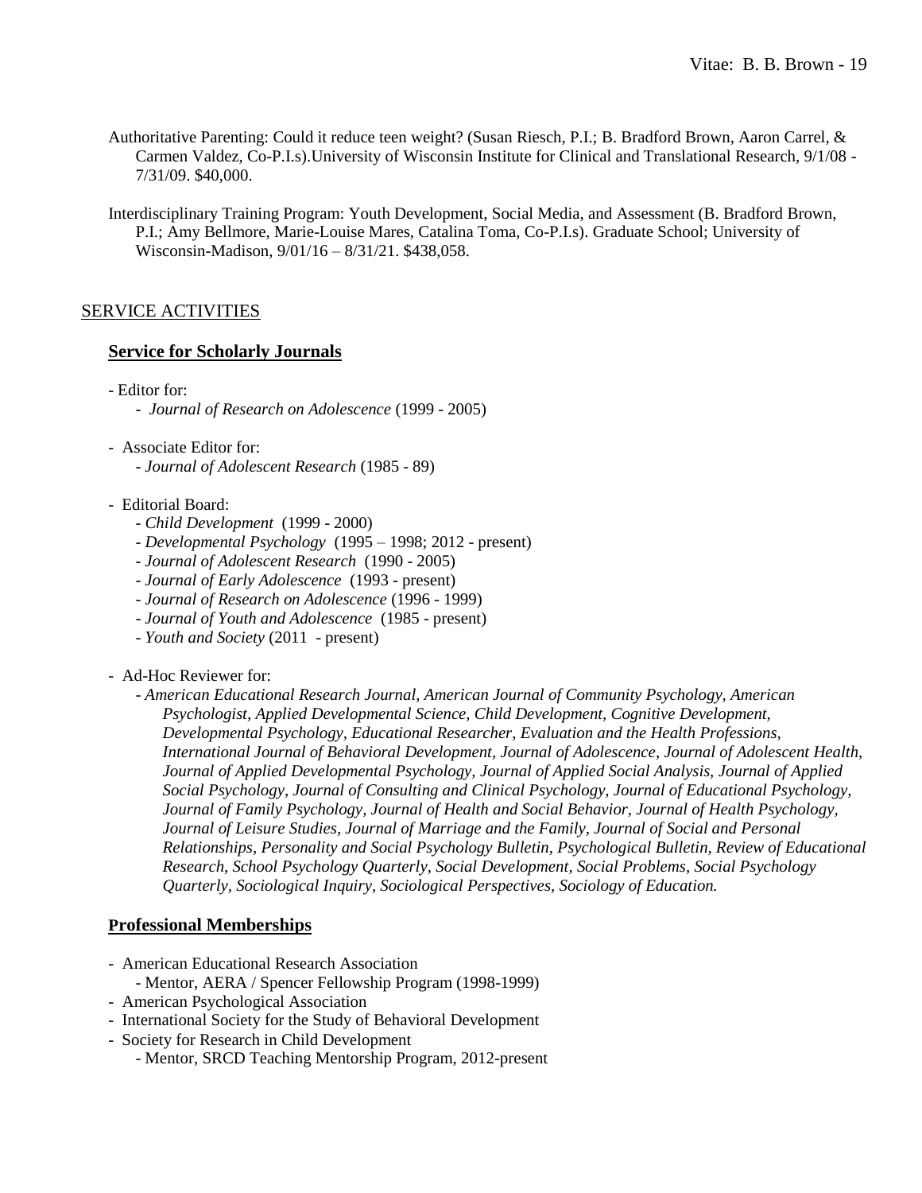Authoritative Parenting: Could it reduce teen weight? (Susan Riesch, P.I.; B. Bradford Brown, Aaron Carrel, & Carmen Valdez, Co-P.I.s).University of Wisconsin Institute for Clinical and Translational Research, 9/1/08 - 7/31/09. $40,000.

Interdisciplinary Training Program: Youth Development, Social Media, and Assessment (B. Bradford Brown, P.I.; Amy Bellmore, Marie-Louise Mares, Catalina Toma, Co-P.I.s). Graduate School; University of Wisconsin-Madison, 9/01/16 – 8/31/21. $438,058.

## SERVICE ACTIVITIES

### Service for Scholarly Journals

- Editor for:
  - *Journal of Research on Adolescence* (1999 - 2005)

- Associate Editor for:
  - *Journal of Adolescent Research* (1985 - 89)

- Editorial Board:
  - *Child Development* (1999 - 2000)
  - *Developmental Psychology* (1995 – 1998; 2012 - present)
  - *Journal of Adolescent Research* (1990 - 2005)
  - *Journal of Early Adolescence* (1993 - present)
  - *Journal of Research on Adolescence* (1996 - 1999)
  - *Journal of Youth and Adolescence* (1985 - present)
  - *Youth and Society* (2011 - present)

- Ad-Hoc Reviewer for:
  - *American Educational Research Journal, American Journal of Community Psychology, American Psychologist, Applied Developmental Science, Child Development, Cognitive Development, Developmental Psychology, Educational Researcher, Evaluation and the Health Professions, International Journal of Behavioral Development, Journal of Adolescence, Journal of Adolescent Health, Journal of Applied Developmental Psychology, Journal of Applied Social Analysis, Journal of Applied Social Psychology, Journal of Consulting and Clinical Psychology, Journal of Educational Psychology, Journal of Family Psychology, Journal of Health and Social Behavior, Journal of Health Psychology, Journal of Leisure Studies, Journal of Marriage and the Family, Journal of Social and Personal Relationships, Personality and Social Psychology Bulletin, Psychological Bulletin, Review of Educational Research, School Psychology Quarterly, Social Development, Social Problems, Social Psychology Quarterly, Sociological Inquiry, Sociological Perspectives, Sociology of Education.*

### Professional Memberships

- American Educational Research Association
  - Mentor, AERA / Spencer Fellowship Program (1998-1999)
- American Psychological Association
- International Society for the Study of Behavioral Development
- Society for Research in Child Development
  - Mentor, SRCD Teaching Mentorship Program, 2012-present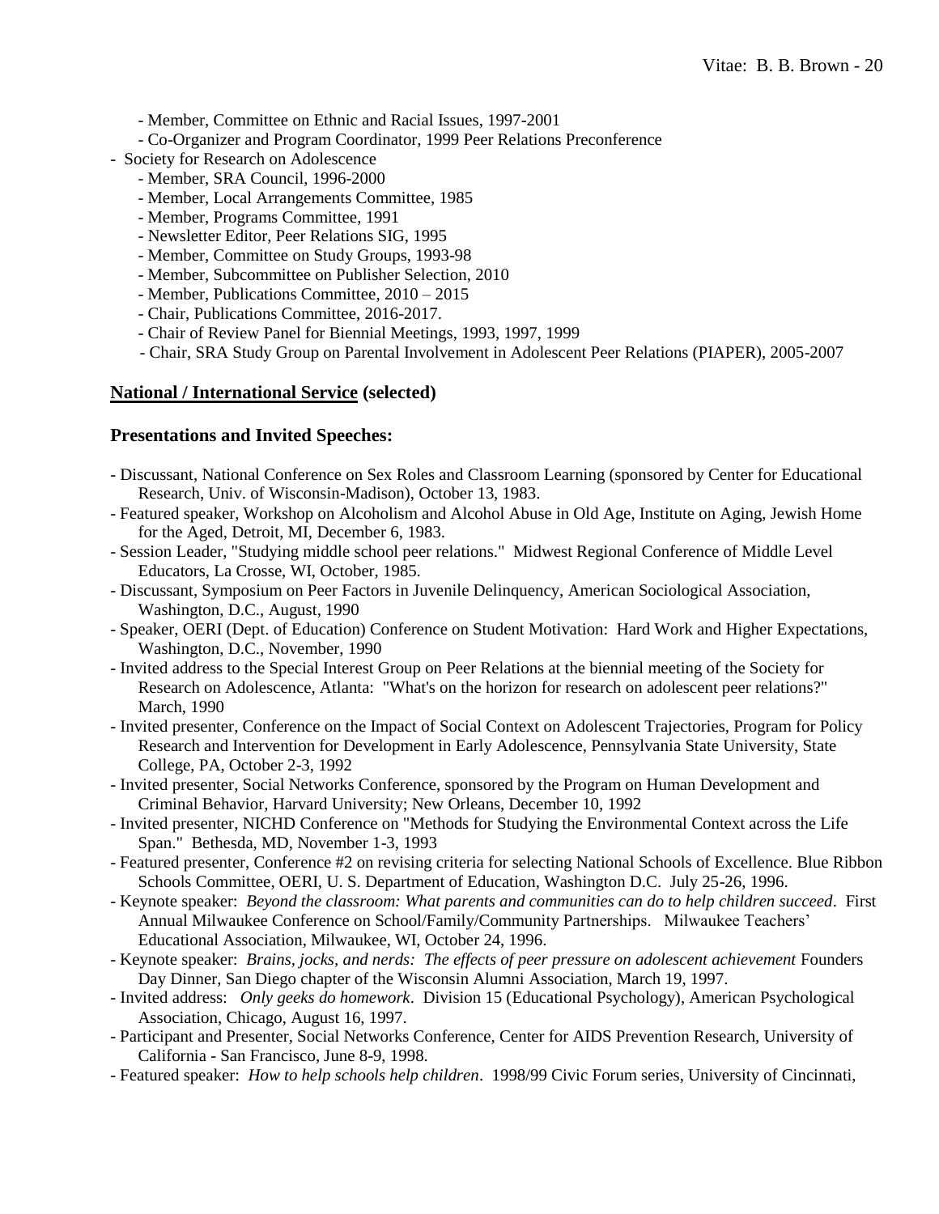- Member, Committee on Ethnic and Racial Issues, 1997-2001
- Co-Organizer and Program Coordinator, 1999 Peer Relations Preconference

- Society for Research on Adolescence
  - Member, SRA Council, 1996-2000
  - Member, Local Arrangements Committee, 1985
  - Member, Programs Committee, 1991
  - Newsletter Editor, Peer Relations SIG, 1995
  - Member, Committee on Study Groups, 1993-98
  - Member, Subcommittee on Publisher Selection, 2010
  - Member, Publications Committee, 2010 – 2015
  - Chair, Publications Committee, 2016-2017.
  - Chair of Review Panel for Biennial Meetings, 1993, 1997, 1999
  - Chair, SRA Study Group on Parental Involvement in Adolescent Peer Relations (PIAPER), 2005-2007

## **National / International Service** (selected)

### Presentations and Invited Speeches:

- Discussant, National Conference on Sex Roles and Classroom Learning (sponsored by Center for Educational Research, Univ. of Wisconsin-Madison), October 13, 1983.
- Featured speaker, Workshop on Alcoholism and Alcohol Abuse in Old Age, Institute on Aging, Jewish Home for the Aged, Detroit, MI, December 6, 1983.
- Session Leader, "Studying middle school peer relations." Midwest Regional Conference of Middle Level Educators, La Crosse, WI, October, 1985.
- Discussant, Symposium on Peer Factors in Juvenile Delinquency, American Sociological Association, Washington, D.C., August, 1990
- Speaker, OERI (Dept. of Education) Conference on Student Motivation: Hard Work and Higher Expectations, Washington, D.C., November, 1990
- Invited address to the Special Interest Group on Peer Relations at the biennial meeting of the Society for Research on Adolescence, Atlanta: "What's on the horizon for research on adolescent peer relations?" March, 1990
- Invited presenter, Conference on the Impact of Social Context on Adolescent Trajectories, Program for Policy Research and Intervention for Development in Early Adolescence, Pennsylvania State University, State College, PA, October 2-3, 1992
- Invited presenter, Social Networks Conference, sponsored by the Program on Human Development and Criminal Behavior, Harvard University; New Orleans, December 10, 1992
- Invited presenter, NICHD Conference on "Methods for Studying the Environmental Context across the Life Span." Bethesda, MD, November 1-3, 1993
- Featured presenter, Conference #2 on revising criteria for selecting National Schools of Excellence. Blue Ribbon Schools Committee, OERI, U. S. Department of Education, Washington D.C. July 25-26, 1996.
- Keynote speaker: *Beyond the classroom: What parents and communities can do to help children succeed*. First Annual Milwaukee Conference on School/Family/Community Partnerships. Milwaukee Teachers' Educational Association, Milwaukee, WI, October 24, 1996.
- Keynote speaker: *Brains, jocks, and nerds: The effects of peer pressure on adolescent achievement* Founders Day Dinner, San Diego chapter of the Wisconsin Alumni Association, March 19, 1997.
- Invited address: *Only geeks do homework*. Division 15 (Educational Psychology), American Psychological Association, Chicago, August 16, 1997.
- Participant and Presenter, Social Networks Conference, Center for AIDS Prevention Research, University of California - San Francisco, June 8-9, 1998.
- Featured speaker: *How to help schools help children*. 1998/99 Civic Forum series, University of Cincinnati,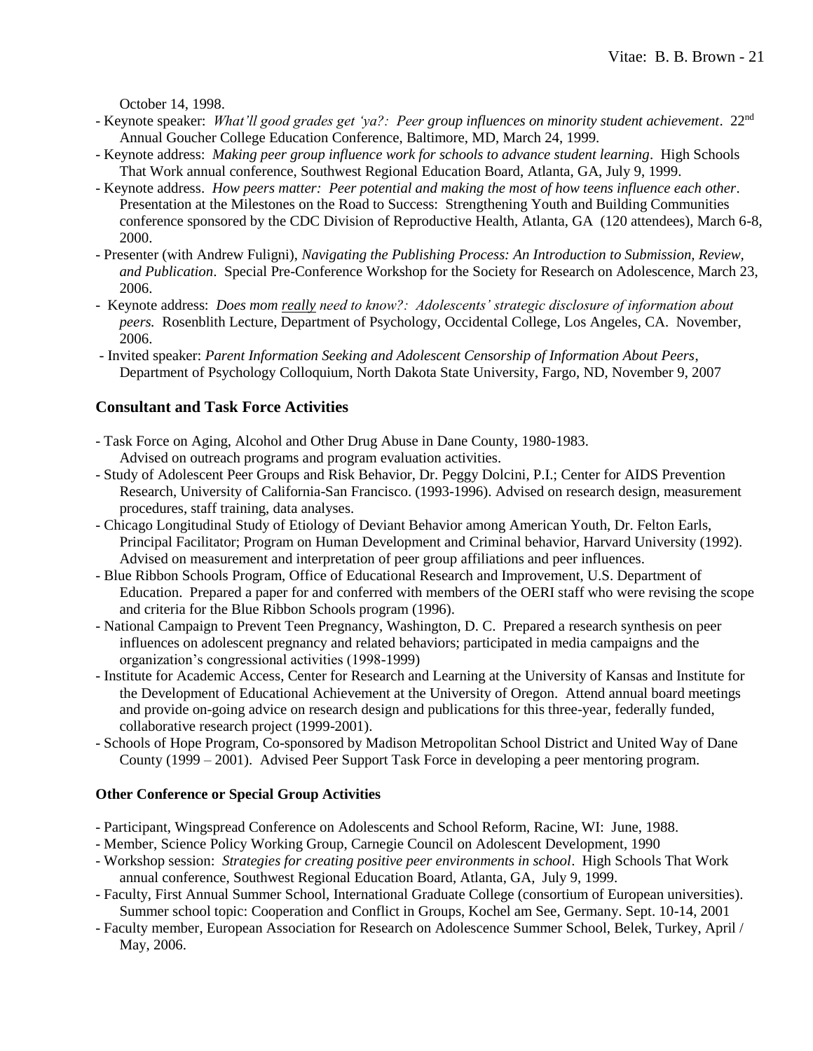October 14, 1998.

- Keynote speaker: *What'll good grades get 'ya?: Peer group influences on minority student achievement*. 22nd Annual Goucher College Education Conference, Baltimore, MD, March 24, 1999.
- Keynote address: *Making peer group influence work for schools to advance student learning*. High Schools That Work annual conference, Southwest Regional Education Board, Atlanta, GA, July 9, 1999.
- Keynote address. *How peers matter: Peer potential and making the most of how teens influence each other*. Presentation at the Milestones on the Road to Success: Strengthening Youth and Building Communities conference sponsored by the CDC Division of Reproductive Health, Atlanta, GA (120 attendees), March 6-8, 2000.
- Presenter (with Andrew Fuligni), *Navigating the Publishing Process: An Introduction to Submission, Review, and Publication*. Special Pre-Conference Workshop for the Society for Research on Adolescence, March 23, 2006.
- Keynote address: *Does mom <u>really</u> need to know?: Adolescents' strategic disclosure of information about peers.* Rosenblith Lecture, Department of Psychology, Occidental College, Los Angeles, CA. November, 2006.
- Invited speaker: *Parent Information Seeking and Adolescent Censorship of Information About Peers*, Department of Psychology Colloquium, North Dakota State University, Fargo, ND, November 9, 2007

## Consultant and Task Force Activities

- Task Force on Aging, Alcohol and Other Drug Abuse in Dane County, 1980-1983. Advised on outreach programs and program evaluation activities.
- Study of Adolescent Peer Groups and Risk Behavior, Dr. Peggy Dolcini, P.I.; Center for AIDS Prevention Research, University of California-San Francisco. (1993-1996). Advised on research design, measurement procedures, staff training, data analyses.
- Chicago Longitudinal Study of Etiology of Deviant Behavior among American Youth, Dr. Felton Earls, Principal Facilitator; Program on Human Development and Criminal behavior, Harvard University (1992). Advised on measurement and interpretation of peer group affiliations and peer influences.
- Blue Ribbon Schools Program, Office of Educational Research and Improvement, U.S. Department of Education. Prepared a paper for and conferred with members of the OERI staff who were revising the scope and criteria for the Blue Ribbon Schools program (1996).
- National Campaign to Prevent Teen Pregnancy, Washington, D. C. Prepared a research synthesis on peer influences on adolescent pregnancy and related behaviors; participated in media campaigns and the organization's congressional activities (1998-1999)
- Institute for Academic Access, Center for Research and Learning at the University of Kansas and Institute for the Development of Educational Achievement at the University of Oregon. Attend annual board meetings and provide on-going advice on research design and publications for this three-year, federally funded, collaborative research project (1999-2001).
- Schools of Hope Program, Co-sponsored by Madison Metropolitan School District and United Way of Dane County (1999 – 2001). Advised Peer Support Task Force in developing a peer mentoring program.

### Other Conference or Special Group Activities

- Participant, Wingspread Conference on Adolescents and School Reform, Racine, WI: June, 1988.
- Member, Science Policy Working Group, Carnegie Council on Adolescent Development, 1990
- Workshop session: *Strategies for creating positive peer environments in school*. High Schools That Work annual conference, Southwest Regional Education Board, Atlanta, GA, July 9, 1999.
- Faculty, First Annual Summer School, International Graduate College (consortium of European universities). Summer school topic: Cooperation and Conflict in Groups, Kochel am See, Germany. Sept. 10-14, 2001
- Faculty member, European Association for Research on Adolescence Summer School, Belek, Turkey, April / May, 2006.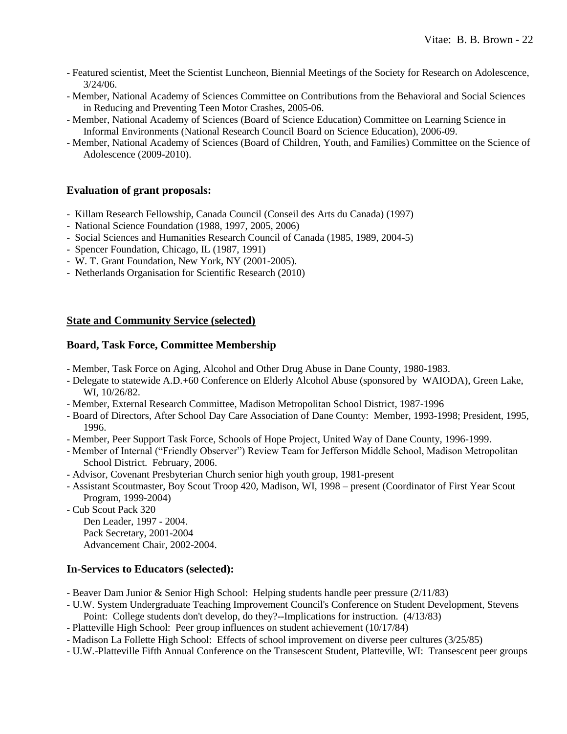- Featured scientist, Meet the Scientist Luncheon, Biennial Meetings of the Society for Research on Adolescence, 3/24/06.
- Member, National Academy of Sciences Committee on Contributions from the Behavioral and Social Sciences in Reducing and Preventing Teen Motor Crashes, 2005-06.
- Member, National Academy of Sciences (Board of Science Education) Committee on Learning Science in Informal Environments (National Research Council Board on Science Education), 2006-09.
- Member, National Academy of Sciences (Board of Children, Youth, and Families) Committee on the Science of Adolescence (2009-2010).

### Evaluation of grant proposals:

- Killam Research Fellowship, Canada Council (Conseil des Arts du Canada) (1997)
- National Science Foundation (1988, 1997, 2005, 2006)
- Social Sciences and Humanities Research Council of Canada (1985, 1989, 2004-5)
- Spencer Foundation, Chicago, IL (1987, 1991)
- W. T. Grant Foundation, New York, NY (2001-2005).
- Netherlands Organisation for Scientific Research (2010)

## State and Community Service (selected)

### Board, Task Force, Committee Membership

- Member, Task Force on Aging, Alcohol and Other Drug Abuse in Dane County, 1980-1983.
- Delegate to statewide A.D.+60 Conference on Elderly Alcohol Abuse (sponsored by WAIODA), Green Lake, WI, 10/26/82.
- Member, External Research Committee, Madison Metropolitan School District, 1987-1996
- Board of Directors, After School Day Care Association of Dane County: Member, 1993-1998; President, 1995, 1996.
- Member, Peer Support Task Force, Schools of Hope Project, United Way of Dane County, 1996-1999.
- Member of Internal ("Friendly Observer") Review Team for Jefferson Middle School, Madison Metropolitan School District. February, 2006.
- Advisor, Covenant Presbyterian Church senior high youth group, 1981-present
- Assistant Scoutmaster, Boy Scout Troop 420, Madison, WI, 1998 – present (Coordinator of First Year Scout Program, 1999-2004)
- Cub Scout Pack 320
  - Den Leader, 1997 - 2004.
  - Pack Secretary, 2001-2004
  - Advancement Chair, 2002-2004.

### In-Services to Educators (selected):

- Beaver Dam Junior & Senior High School: Helping students handle peer pressure (2/11/83)
- U.W. System Undergraduate Teaching Improvement Council's Conference on Student Development, Stevens Point: College students don't develop, do they?--Implications for instruction. (4/13/83)
- Platteville High School: Peer group influences on student achievement (10/17/84)
- Madison La Follette High School: Effects of school improvement on diverse peer cultures (3/25/85)
- U.W.-Platteville Fifth Annual Conference on the Transescent Student, Platteville, WI: Transescent peer groups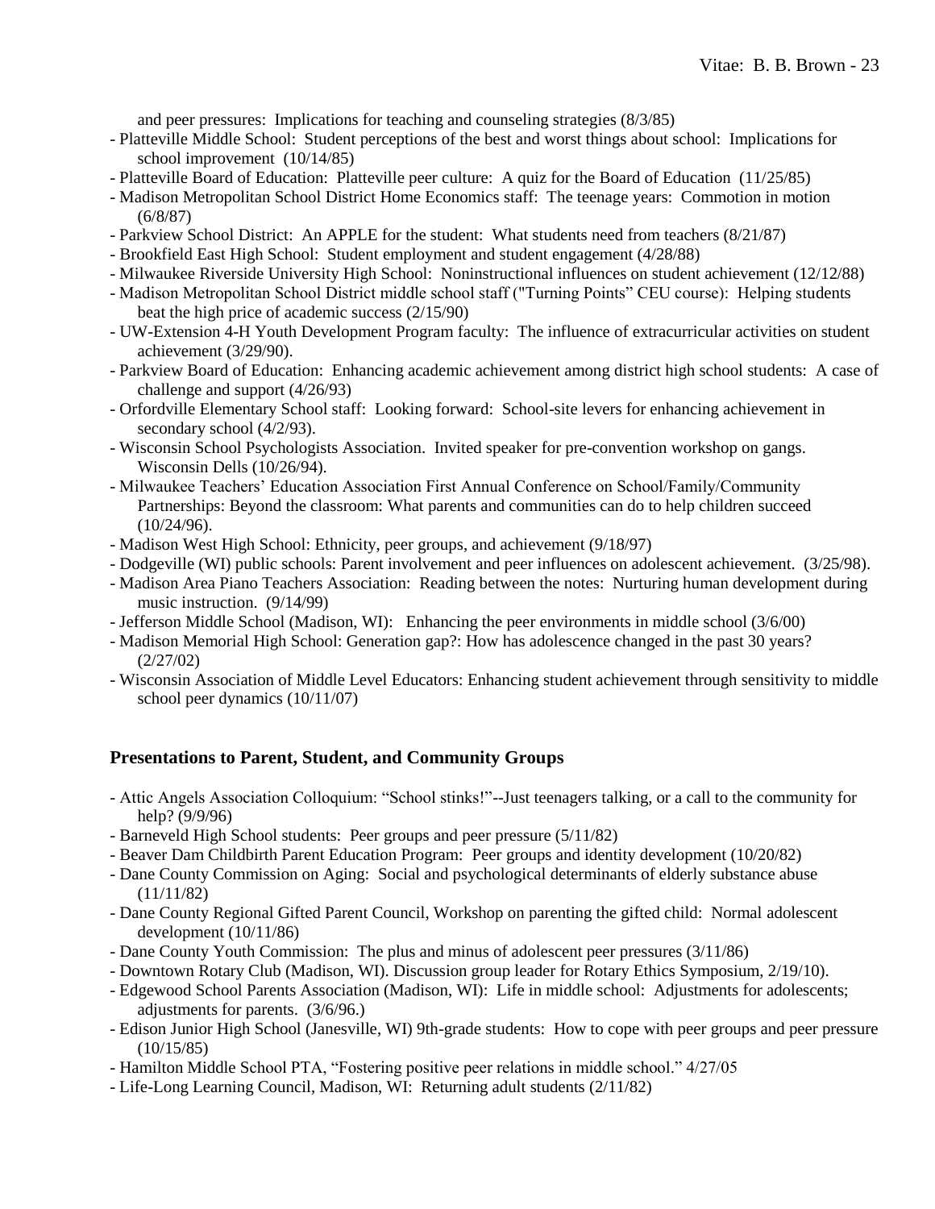and peer pressures: Implications for teaching and counseling strategies (8/3/85)

- Platteville Middle School: Student perceptions of the best and worst things about school: Implications for school improvement (10/14/85)
- Platteville Board of Education: Platteville peer culture: A quiz for the Board of Education (11/25/85)
- Madison Metropolitan School District Home Economics staff: The teenage years: Commotion in motion (6/8/87)
- Parkview School District: An APPLE for the student: What students need from teachers (8/21/87)
- Brookfield East High School: Student employment and student engagement (4/28/88)
- Milwaukee Riverside University High School: Noninstructional influences on student achievement (12/12/88)
- Madison Metropolitan School District middle school staff ("Turning Points" CEU course): Helping students beat the high price of academic success (2/15/90)
- UW-Extension 4-H Youth Development Program faculty: The influence of extracurricular activities on student achievement (3/29/90).
- Parkview Board of Education: Enhancing academic achievement among district high school students: A case of challenge and support (4/26/93)
- Orfordville Elementary School staff: Looking forward: School-site levers for enhancing achievement in secondary school (4/2/93).
- Wisconsin School Psychologists Association. Invited speaker for pre-convention workshop on gangs. Wisconsin Dells (10/26/94).
- Milwaukee Teachers' Education Association First Annual Conference on School/Family/Community Partnerships: Beyond the classroom: What parents and communities can do to help children succeed (10/24/96).
- Madison West High School: Ethnicity, peer groups, and achievement (9/18/97)
- Dodgeville (WI) public schools: Parent involvement and peer influences on adolescent achievement. (3/25/98).
- Madison Area Piano Teachers Association: Reading between the notes: Nurturing human development during music instruction. (9/14/99)
- Jefferson Middle School (Madison, WI): Enhancing the peer environments in middle school (3/6/00)
- Madison Memorial High School: Generation gap?: How has adolescence changed in the past 30 years? (2/27/02)
- Wisconsin Association of Middle Level Educators: Enhancing student achievement through sensitivity to middle school peer dynamics (10/11/07)

## Presentations to Parent, Student, and Community Groups

- Attic Angels Association Colloquium: "School stinks!"--Just teenagers talking, or a call to the community for help? (9/9/96)
- Barneveld High School students: Peer groups and peer pressure (5/11/82)
- Beaver Dam Childbirth Parent Education Program: Peer groups and identity development (10/20/82)
- Dane County Commission on Aging: Social and psychological determinants of elderly substance abuse (11/11/82)
- Dane County Regional Gifted Parent Council, Workshop on parenting the gifted child: Normal adolescent development (10/11/86)
- Dane County Youth Commission: The plus and minus of adolescent peer pressures (3/11/86)
- Downtown Rotary Club (Madison, WI). Discussion group leader for Rotary Ethics Symposium, 2/19/10).
- Edgewood School Parents Association (Madison, WI): Life in middle school: Adjustments for adolescents; adjustments for parents. (3/6/96.)
- Edison Junior High School (Janesville, WI) 9th-grade students: How to cope with peer groups and peer pressure (10/15/85)
- Hamilton Middle School PTA, "Fostering positive peer relations in middle school." 4/27/05
- Life-Long Learning Council, Madison, WI: Returning adult students (2/11/82)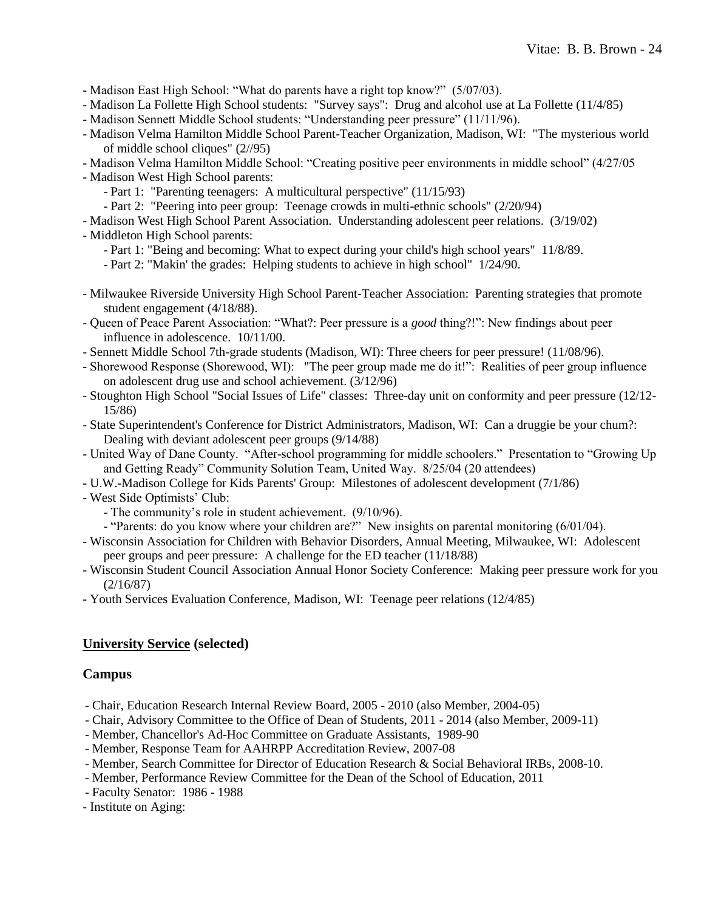- Madison East High School: "What do parents have a right top know?" (5/07/03).
- Madison La Follette High School students: "Survey says": Drug and alcohol use at La Follette (11/4/85)
- Madison Sennett Middle School students: "Understanding peer pressure" (11/11/96).
- Madison Velma Hamilton Middle School Parent-Teacher Organization, Madison, WI: "The mysterious world of middle school cliques" (2//95)
- Madison Velma Hamilton Middle School: "Creating positive peer environments in middle school" (4/27/05
- Madison West High School parents:
    - Part 1: "Parenting teenagers: A multicultural perspective" (11/15/93)
    - Part 2: "Peering into peer group: Teenage crowds in multi-ethnic schools" (2/20/94)
- Madison West High School Parent Association. Understanding adolescent peer relations. (3/19/02)
- Middleton High School parents:
    - Part 1: "Being and becoming: What to expect during your child's high school years" 11/8/89.
    - Part 2: "Makin' the grades: Helping students to achieve in high school" 1/24/90.

- Milwaukee Riverside University High School Parent-Teacher Association: Parenting strategies that promote student engagement (4/18/88).
- Queen of Peace Parent Association: "What?: Peer pressure is a *good* thing?!": New findings about peer influence in adolescence. 10/11/00.
- Sennett Middle School 7th-grade students (Madison, WI): Three cheers for peer pressure! (11/08/96).
- Shorewood Response (Shorewood, WI): "The peer group made me do it!": Realities of peer group influence on adolescent drug use and school achievement. (3/12/96)
- Stoughton High School "Social Issues of Life" classes: Three-day unit on conformity and peer pressure (12/12-15/86)
- State Superintendent's Conference for District Administrators, Madison, WI: Can a druggie be your chum?: Dealing with deviant adolescent peer groups (9/14/88)
- United Way of Dane County. "After-school programming for middle schoolers." Presentation to "Growing Up and Getting Ready" Community Solution Team, United Way. 8/25/04 (20 attendees)
- U.W.-Madison College for Kids Parents' Group: Milestones of adolescent development (7/1/86)
- West Side Optimists' Club:
    - The community's role in student achievement. (9/10/96).
    - "Parents: do you know where your children are?" New insights on parental monitoring (6/01/04).
- Wisconsin Association for Children with Behavior Disorders, Annual Meeting, Milwaukee, WI: Adolescent peer groups and peer pressure: A challenge for the ED teacher (11/18/88)
- Wisconsin Student Council Association Annual Honor Society Conference: Making peer pressure work for you (2/16/87)
- Youth Services Evaluation Conference, Madison, WI: Teenage peer relations (12/4/85)

## <u>University Service</u> (selected)

### Campus

- Chair, Education Research Internal Review Board, 2005 - 2010 (also Member, 2004-05)
- Chair, Advisory Committee to the Office of Dean of Students, 2011 - 2014 (also Member, 2009-11)
- Member, Chancellor's Ad-Hoc Committee on Graduate Assistants, 1989-90
- Member, Response Team for AAHRPP Accreditation Review, 2007-08
- Member, Search Committee for Director of Education Research & Social Behavioral IRBs, 2008-10.
- Member, Performance Review Committee for the Dean of the School of Education, 2011
- Faculty Senator: 1986 - 1988
- Institute on Aging: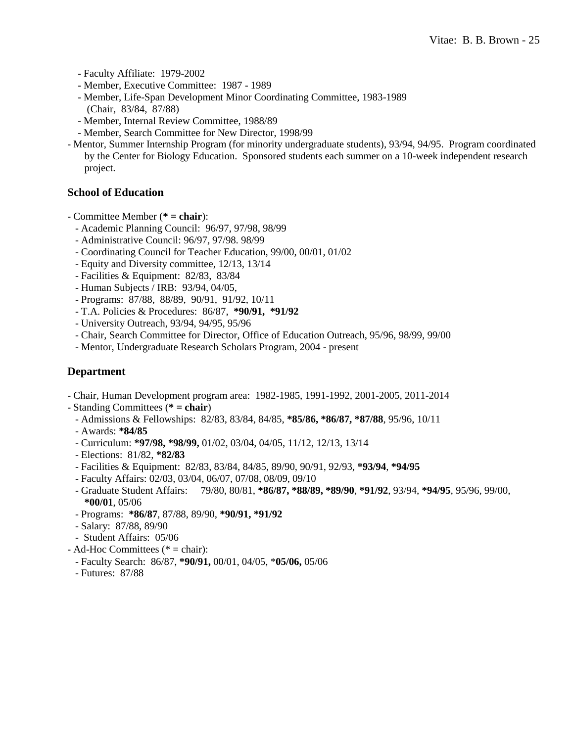- Faculty Affiliate: 1979-2002
  - Member, Executive Committee: 1987 - 1989
  - Member, Life-Span Development Minor Coordinating Committee, 1983-1989 (Chair, 83/84, 87/88)
  - Member, Internal Review Committee, 1988/89
  - Member, Search Committee for New Director, 1998/99
- Mentor, Summer Internship Program (for minority undergraduate students), 93/94, 94/95. Program coordinated by the Center for Biology Education. Sponsored students each summer on a 10-week independent research project.

### School of Education

- Committee Member (**\* = chair**):
  - Academic Planning Council: 96/97, 97/98, 98/99
  - Administrative Council: 96/97, 97/98. 98/99
  - Coordinating Council for Teacher Education, 99/00, 00/01, 01/02
  - Equity and Diversity committee, 12/13, 13/14
  - Facilities & Equipment: 82/83, 83/84
  - Human Subjects / IRB: 93/94, 04/05,
  - Programs: 87/88, 88/89, 90/91, 91/92, 10/11
  - T.A. Policies & Procedures: 86/87, **\*90/91, \*91/92**
  - University Outreach, 93/94, 94/95, 95/96
  - Chair, Search Committee for Director, Office of Education Outreach, 95/96, 98/99, 99/00
  - Mentor, Undergraduate Research Scholars Program, 2004 - present

### Department

- Chair, Human Development program area: 1982-1985, 1991-1992, 2001-2005, 2011-2014
- Standing Committees (**\* = chair**)
  - Admissions & Fellowships: 82/83, 83/84, 84/85, **\*85/86, \*86/87, \*87/88**, 95/96, 10/11
  - Awards: **\*84/85**
  - Curriculum: **\*97/98, \*98/99,** 01/02, 03/04, 04/05, 11/12, 12/13, 13/14
  - Elections: 81/82, **\*82/83**
  - Facilities & Equipment: 82/83, 83/84, 84/85, 89/90, 90/91, 92/93, **\*93/94**, **\*94/95**
  - Faculty Affairs: 02/03, 03/04, 06/07, 07/08, 08/09, 09/10
  - Graduate Student Affairs: 79/80, 80/81, **\*86/87, \*88/89, \*89/90**, **\*91/92**, 93/94, **\*94/95**, 95/96, 99/00, **\*00/01**, 05/06
  - Programs: **\*86/87**, 87/88, 89/90, **\*90/91, \*91/92**
  - Salary: 87/88, 89/90
  - Student Affairs: 05/06
- Ad-Hoc Committees (* = chair):
  - Faculty Search: 86/87, **\*90/91,** 00/01, 04/05, \***05/06,** 05/06
  - Futures: 87/88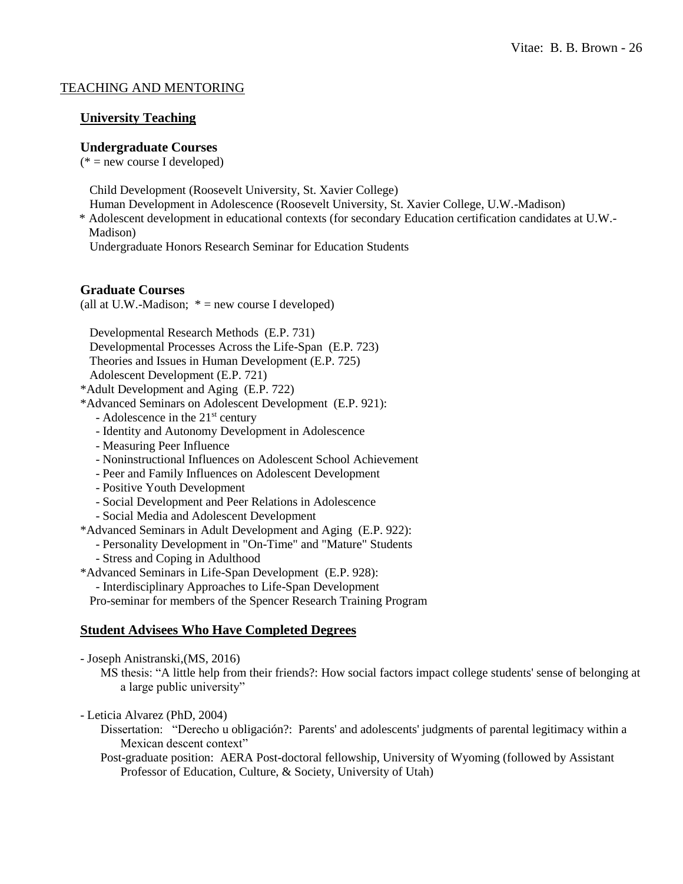## TEACHING AND MENTORING

### University Teaching

#### Undergraduate Courses

(* = new course I developed)

Child Development (Roosevelt University, St. Xavier College)
Human Development in Adolescence (Roosevelt University, St. Xavier College, U.W.-Madison)
* Adolescent development in educational contexts (for secondary Education certification candidates at U.W.-Madison)
Undergraduate Honors Research Seminar for Education Students

#### Graduate Courses

(all at U.W.-Madison; * = new course I developed)

Developmental Research Methods (E.P. 731)
Developmental Processes Across the Life-Span (E.P. 723)
Theories and Issues in Human Development (E.P. 725)
Adolescent Development (E.P. 721)
*Adult Development and Aging (E.P. 722)
*Advanced Seminars on Adolescent Development (E.P. 921):
- Adolescence in the 21st century
- Identity and Autonomy Development in Adolescence
- Measuring Peer Influence
- Noninstructional Influences on Adolescent School Achievement
- Peer and Family Influences on Adolescent Development
- Positive Youth Development
- Social Development and Peer Relations in Adolescence
- Social Media and Adolescent Development

*Advanced Seminars in Adult Development and Aging (E.P. 922):
- Personality Development in "On-Time" and "Mature" Students
- Stress and Coping in Adulthood

*Advanced Seminars in Life-Span Development (E.P. 928):
- Interdisciplinary Approaches to Life-Span Development

Pro-seminar for members of the Spencer Research Training Program

### Student Advisees Who Have Completed Degrees

- Joseph Anistranski,(MS, 2016)
  MS thesis: "A little help from their friends?: How social factors impact college students' sense of belonging at a large public university"

- Leticia Alvarez (PhD, 2004)
  Dissertation: "Derecho u obligación?: Parents' and adolescents' judgments of parental legitimacy within a Mexican descent context"
  Post-graduate position: AERA Post-doctoral fellowship, University of Wyoming (followed by Assistant Professor of Education, Culture, & Society, University of Utah)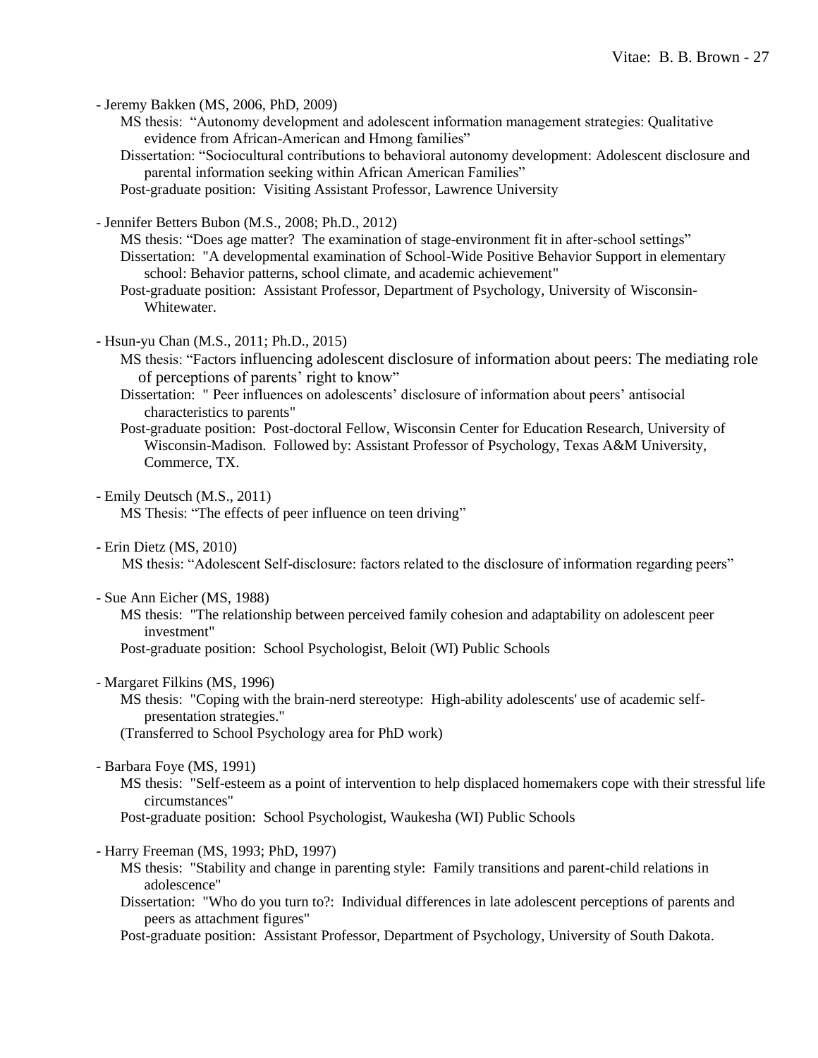- Jeremy Bakken (MS, 2006, PhD, 2009)
    MS thesis: "Autonomy development and adolescent information management strategies: Qualitative evidence from African-American and Hmong families"
    Dissertation: "Sociocultural contributions to behavioral autonomy development: Adolescent disclosure and parental information seeking within African American Families"
    Post-graduate position: Visiting Assistant Professor, Lawrence University

- Jennifer Betters Bubon (M.S., 2008; Ph.D., 2012)
    MS thesis: "Does age matter? The examination of stage-environment fit in after-school settings"
    Dissertation: "A developmental examination of School-Wide Positive Behavior Support in elementary school: Behavior patterns, school climate, and academic achievement"
    Post-graduate position: Assistant Professor, Department of Psychology, University of Wisconsin-Whitewater.

- Hsun-yu Chan (M.S., 2011; Ph.D., 2015)
    MS thesis: "Factors influencing adolescent disclosure of information about peers: The mediating role of perceptions of parents' right to know"
    Dissertation: " Peer influences on adolescents' disclosure of information about peers' antisocial characteristics to parents"
    Post-graduate position: Post-doctoral Fellow, Wisconsin Center for Education Research, University of Wisconsin-Madison. Followed by: Assistant Professor of Psychology, Texas A&M University, Commerce, TX.

- Emily Deutsch (M.S., 2011)
    MS Thesis: "The effects of peer influence on teen driving"

- Erin Dietz (MS, 2010)
    MS thesis: "Adolescent Self-disclosure: factors related to the disclosure of information regarding peers"

- Sue Ann Eicher (MS, 1988)
    MS thesis: "The relationship between perceived family cohesion and adaptability on adolescent peer investment"
    Post-graduate position: School Psychologist, Beloit (WI) Public Schools

- Margaret Filkins (MS, 1996)
    MS thesis: "Coping with the brain-nerd stereotype: High-ability adolescents' use of academic self-presentation strategies."
    (Transferred to School Psychology area for PhD work)

- Barbara Foye (MS, 1991)
    MS thesis: "Self-esteem as a point of intervention to help displaced homemakers cope with their stressful life circumstances"
    Post-graduate position: School Psychologist, Waukesha (WI) Public Schools

- Harry Freeman (MS, 1993; PhD, 1997)
    MS thesis: "Stability and change in parenting style: Family transitions and parent-child relations in adolescence"
    Dissertation: "Who do you turn to?: Individual differences in late adolescent perceptions of parents and peers as attachment figures"
    Post-graduate position: Assistant Professor, Department of Psychology, University of South Dakota.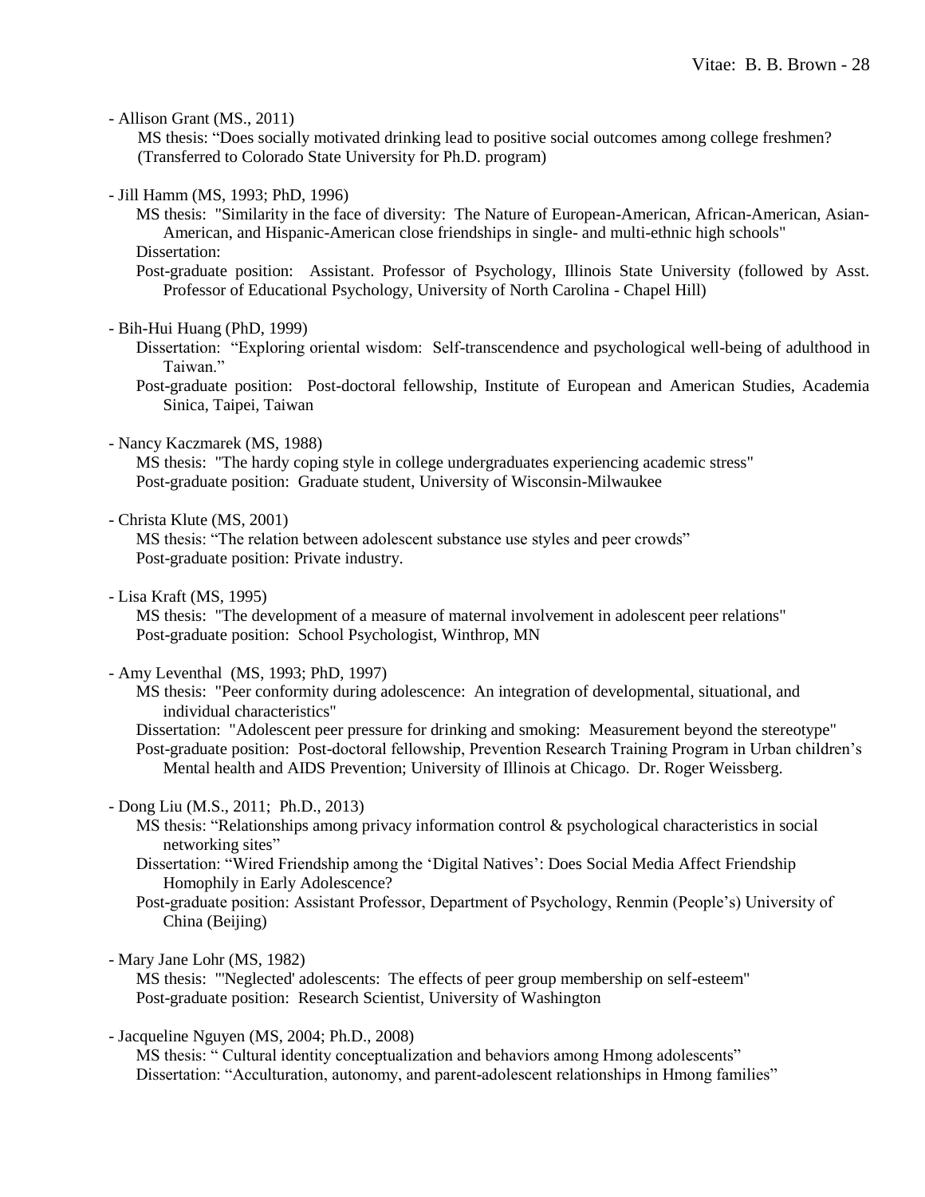- Allison Grant (MS., 2011)

  MS thesis: “Does socially motivated drinking lead to positive social outcomes among college freshmen? (Transferred to Colorado State University for Ph.D. program)

- Jill Hamm (MS, 1993; PhD, 1996)

  MS thesis: "Similarity in the face of diversity: The Nature of European-American, African-American, Asian-American, and Hispanic-American close friendships in single- and multi-ethnic high schools"

  Dissertation:

  Post-graduate position: Assistant. Professor of Psychology, Illinois State University (followed by Asst. Professor of Educational Psychology, University of North Carolina - Chapel Hill)

- Bih-Hui Huang (PhD, 1999)

  Dissertation: “Exploring oriental wisdom: Self-transcendence and psychological well-being of adulthood in Taiwan.”

  Post-graduate position: Post-doctoral fellowship, Institute of European and American Studies, Academia Sinica, Taipei, Taiwan

- Nancy Kaczmarek (MS, 1988)

  MS thesis: "The hardy coping style in college undergraduates experiencing academic stress"

  Post-graduate position: Graduate student, University of Wisconsin-Milwaukee

- Christa Klute (MS, 2001)

  MS thesis: “The relation between adolescent substance use styles and peer crowds”

  Post-graduate position: Private industry.

- Lisa Kraft (MS, 1995)

  MS thesis: "The development of a measure of maternal involvement in adolescent peer relations"

  Post-graduate position: School Psychologist, Winthrop, MN

- Amy Leventhal (MS, 1993; PhD, 1997)

  MS thesis: "Peer conformity during adolescence: An integration of developmental, situational, and individual characteristics"

  Dissertation: "Adolescent peer pressure for drinking and smoking: Measurement beyond the stereotype"

  Post-graduate position: Post-doctoral fellowship, Prevention Research Training Program in Urban children’s Mental health and AIDS Prevention; University of Illinois at Chicago. Dr. Roger Weissberg.

- Dong Liu (M.S., 2011; Ph.D., 2013)

  MS thesis: “Relationships among privacy information control & psychological characteristics in social networking sites”

  Dissertation: “Wired Friendship among the ‘Digital Natives’: Does Social Media Affect Friendship Homophily in Early Adolescence?

  Post-graduate position: Assistant Professor, Department of Psychology, Renmin (People’s) University of China (Beijing)

- Mary Jane Lohr (MS, 1982)

  MS thesis: "'Neglected' adolescents: The effects of peer group membership on self-esteem"

  Post-graduate position: Research Scientist, University of Washington

- Jacqueline Nguyen (MS, 2004; Ph.D., 2008)

  MS thesis: “ Cultural identity conceptualization and behaviors among Hmong adolescents”

  Dissertation: “Acculturation, autonomy, and parent-adolescent relationships in Hmong families”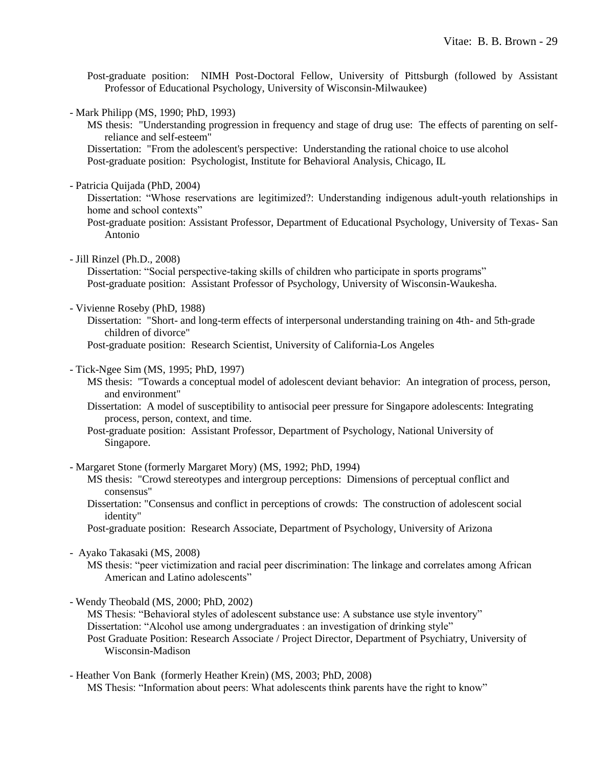Post-graduate position: NIMH Post-Doctoral Fellow, University of Pittsburgh (followed by Assistant Professor of Educational Psychology, University of Wisconsin-Milwaukee)

- Mark Philipp (MS, 1990; PhD, 1993)
  - MS thesis: "Understanding progression in frequency and stage of drug use: The effects of parenting on self-reliance and self-esteem"
  - Dissertation: "From the adolescent's perspective: Understanding the rational choice to use alcohol
  - Post-graduate position: Psychologist, Institute for Behavioral Analysis, Chicago, IL

- Patricia Quijada (PhD, 2004)
  - Dissertation: "Whose reservations are legitimized?: Understanding indigenous adult-youth relationships in home and school contexts"
  - Post-graduate position: Assistant Professor, Department of Educational Psychology, University of Texas- San Antonio

- Jill Rinzel (Ph.D., 2008)
  - Dissertation: "Social perspective-taking skills of children who participate in sports programs"
  - Post-graduate position: Assistant Professor of Psychology, University of Wisconsin-Waukesha.

- Vivienne Roseby (PhD, 1988)
  - Dissertation: "Short- and long-term effects of interpersonal understanding training on 4th- and 5th-grade children of divorce"
  - Post-graduate position: Research Scientist, University of California-Los Angeles

- Tick-Ngee Sim (MS, 1995; PhD, 1997)
  - MS thesis: "Towards a conceptual model of adolescent deviant behavior: An integration of process, person, and environment"
  - Dissertation: A model of susceptibility to antisocial peer pressure for Singapore adolescents: Integrating process, person, context, and time.
  - Post-graduate position: Assistant Professor, Department of Psychology, National University of Singapore.

- Margaret Stone (formerly Margaret Mory) (MS, 1992; PhD, 1994)
  - MS thesis: "Crowd stereotypes and intergroup perceptions: Dimensions of perceptual conflict and consensus"
  - Dissertation: "Consensus and conflict in perceptions of crowds: The construction of adolescent social identity"
  - Post-graduate position: Research Associate, Department of Psychology, University of Arizona

- Ayako Takasaki (MS, 2008)
  - MS thesis: "peer victimization and racial peer discrimination: The linkage and correlates among African American and Latino adolescents"

- Wendy Theobald (MS, 2000; PhD, 2002)
  - MS Thesis: "Behavioral styles of adolescent substance use: A substance use style inventory"
  - Dissertation: "Alcohol use among undergraduates : an investigation of drinking style"
  - Post Graduate Position: Research Associate / Project Director, Department of Psychiatry, University of Wisconsin-Madison

- Heather Von Bank (formerly Heather Krein) (MS, 2003; PhD, 2008)
  - MS Thesis: "Information about peers: What adolescents think parents have the right to know"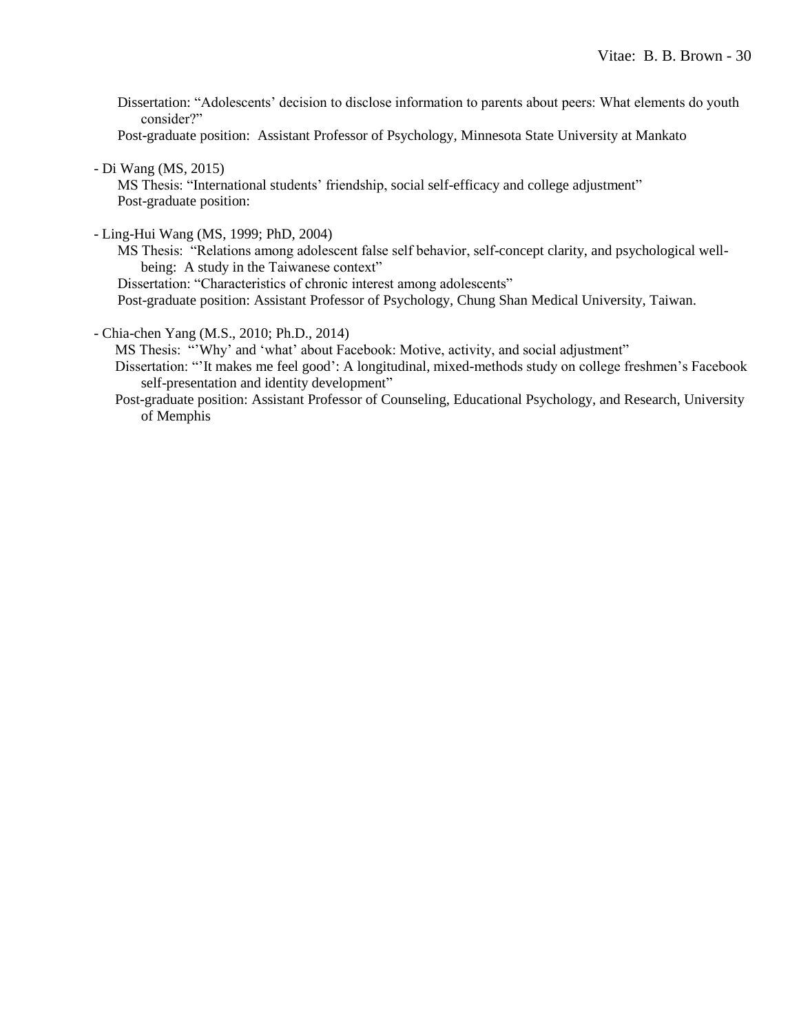Dissertation: "Adolescents' decision to disclose information to parents about peers: What elements do youth consider?"
Post-graduate position: Assistant Professor of Psychology, Minnesota State University at Mankato

- Di Wang (MS, 2015)
  MS Thesis: "International students' friendship, social self-efficacy and college adjustment"
  Post-graduate position:

- Ling-Hui Wang (MS, 1999; PhD, 2004)
  MS Thesis: "Relations among adolescent false self behavior, self-concept clarity, and psychological well-being: A study in the Taiwanese context"
  Dissertation: "Characteristics of chronic interest among adolescents"
  Post-graduate position: Assistant Professor of Psychology, Chung Shan Medical University, Taiwan.

- Chia-chen Yang (M.S., 2010; Ph.D., 2014)
  MS Thesis: "'Why' and 'what' about Facebook: Motive, activity, and social adjustment"
  Dissertation: "'It makes me feel good': A longitudinal, mixed-methods study on college freshmen's Facebook self-presentation and identity development"
  Post-graduate position: Assistant Professor of Counseling, Educational Psychology, and Research, University of Memphis